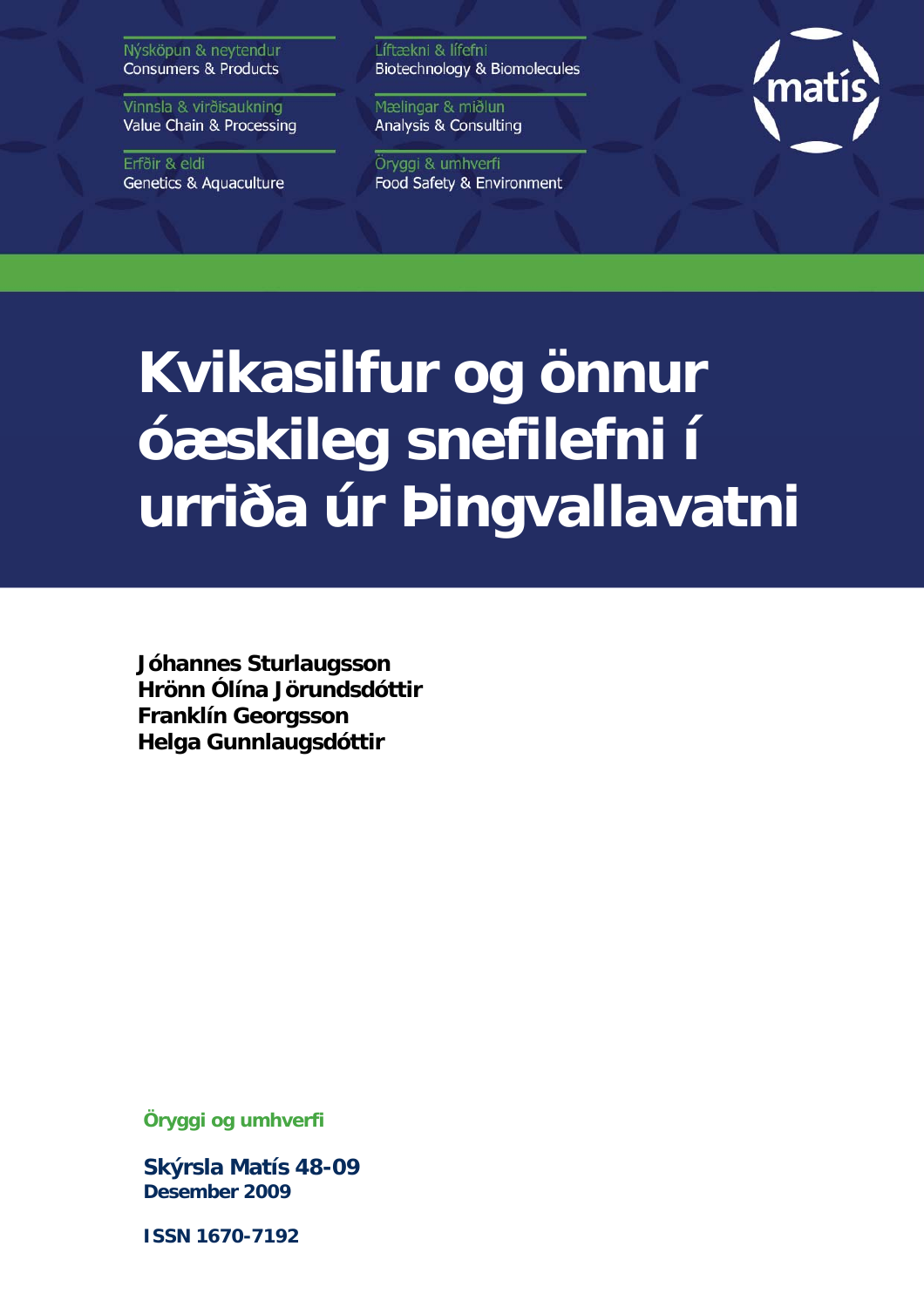Nýsköpun & neytendur
Consumers & Products

Vinnsla & virðisaukning
Value Chain & Processing

Erfðir & eldi
Genetics & Aquaculture

Líftækni & lífefni
Biotechnology & Biomolecules

Mælingar & miðlun
Analysis & Consulting

Öryggi & umhverfi
Food Safety & Environment

matís

# Kvikasilfur og önnur óæskileg snefilefni í urriða úr Þingvallavatni

**Jóhannes Sturlaugsson**
**Hrönn Ólína Jörundsdóttir**
**Franklín Georgsson**
**Helga Gunnlaugsdóttir**

**Öryggi og umhverfi**

**Skýrsla Matís 48-09**
**Desember 2009**

**ISSN 1670-7192**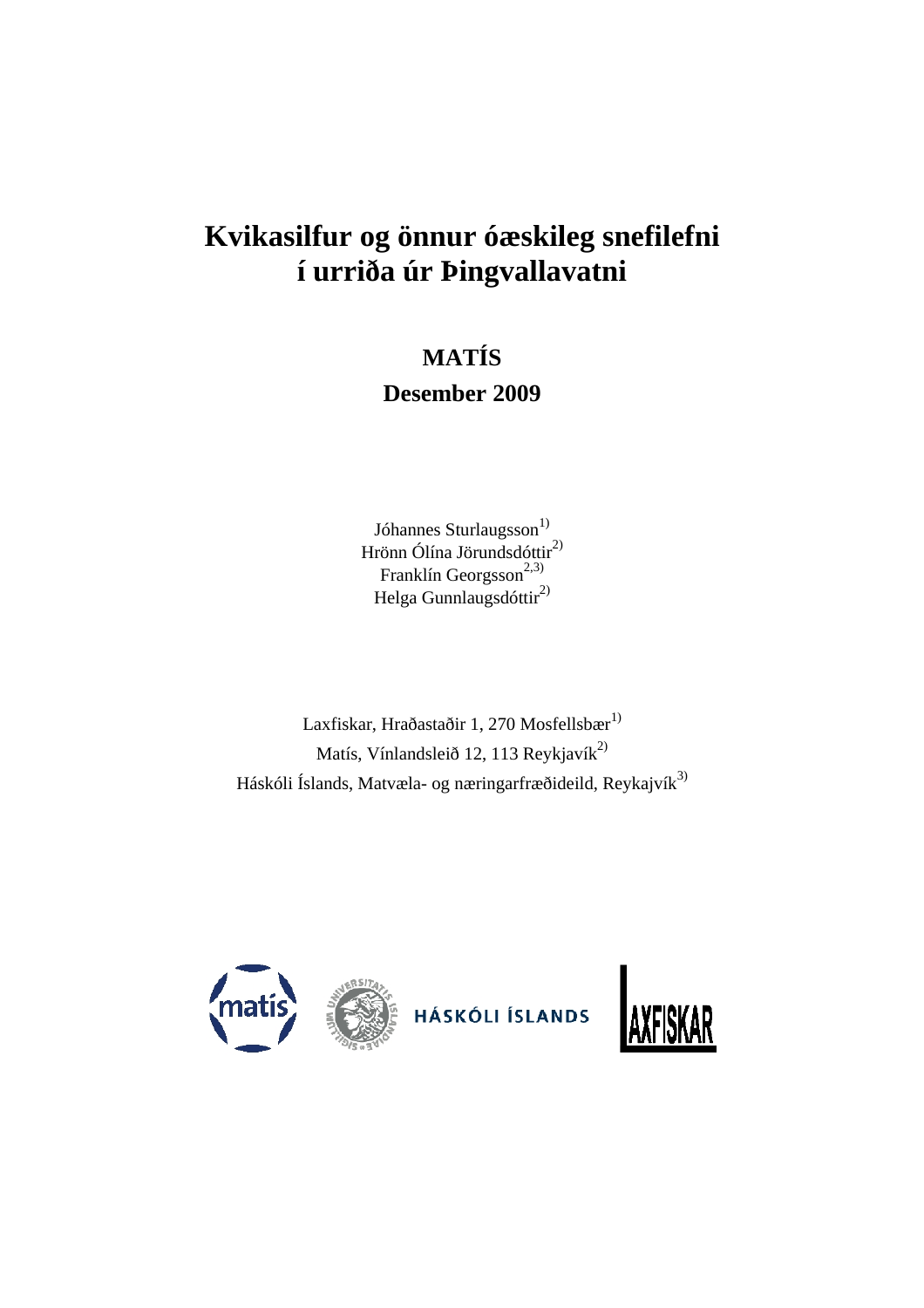# Kvikasilfur og önnur óæskileg snefilefni í urriða úr Þingvallavatni

**MATÍS**

**Desember 2009**

Jóhannes Sturlaugsson[1)]
Hrönn Ólína Jörundsdóttir[2)]
Franklín Georgsson[2,3)]
Helga Gunnlaugsdóttir[2)]

Laxfiskar, Hraðastaðir 1, 270 Mosfellsbær[1)]
Matís, Vínlandsleið 12, 113 Reykjavík[2)]
Háskóli Íslands, Matvæla- og næringarfræðideild, Reykajvík[3)]

HÁSKÓLI ÍSLANDS

LAXFISKAR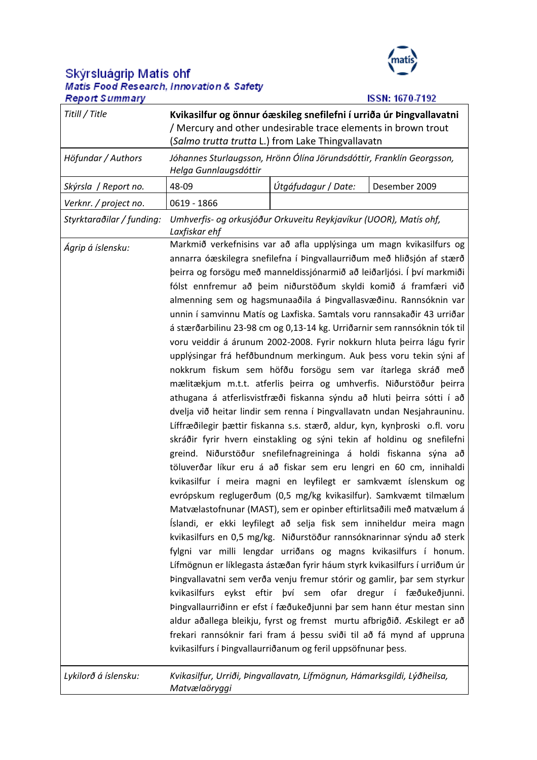# Skýrsluágrip Matís ohf

***Matís Food Research, Innovation & Safety***

***Report Summary***

ISSN: 1670-7192

| | | | |
|---|---|---|---|
| *Titill / Title* | **Kvikasilfur og önnur óæskileg snefilefni í urriða úr Þingvallavatni** / Mercury and other undesirable trace elements in brown trout (*Salmo trutta trutta* L.) from Lake Thingvallavatn | | |
| *Höfundar / Authors* | *Jóhannes Sturlaugsson, Hrönn Ólína Jörundsdóttir, Franklín Georgsson, Helga Gunnlaugsdóttir* | | |
| *Skýrsla / Report no.* | 48-09 | *Útgáfudagur / Date:* | Desember 2009 |
| *Verknr. / project no.* | 0619 - 1866 | | |
| *Styrktaraðilar / funding:* | *Umhverfis- og orkusjóður Orkuveitu Reykjavíkur (UOOR), Matís ohf, Laxfiskar ehf* | | |
| *Ágrip á íslensku:* | Markmið verkefnisins var að afla upplýsinga um magn kvikasilfurs og annarra óæskilegra snefilefna í Þingvallaurriðum með hliðsjón af stærð þeirra og forsögu með manneldissjónarmið að leiðarljósi. Í því markmiði fólst ennfremur að þeim niðurstöðum skyldi komið á framfæri við almenning sem og hagsmunaaðila á Þingvallasvæðinu. Rannsóknin var unnin í samvinnu Matís og Laxfiska. Samtals voru rannsakaðir 43 urriðar á stærðarbilinu 23-98 cm og 0,13-14 kg. Urriðarnir sem rannsóknin tók til voru veiddir á árunum 2002-2008. Fyrir nokkurn hluta þeirra lágu fyrir upplýsingar frá hefðbundnum merkingum. Auk þess voru tekin sýni af nokkrum fiskum sem höfðu forsögu sem var ítarlega skráð með mælitækjum m.t.t. atferlis þeirra og umhverfis. Niðurstöður þeirra athugana á atferlisvistfræði fiskanna sýndu að hluti þeirra sótti í að dvelja við heitar lindir sem renna í Þingvallavatn undan Nesjahrauninu. Líffræðilegir þættir fiskanna s.s. stærð, aldur, kyn, kynþroski o.fl. voru skráðir fyrir hvern einstakling og sýni tekin af holdinu og snefilefni greind. Niðurstöður snefilefnagreininga á holdi fiskanna sýna að töluverðar líkur eru á að fiskar sem eru lengri en 60 cm, innihaldi kvikasilfur í meira magni en leyfilegt er samkvæmt íslenskum og evrópskum reglugerðum (0,5 mg/kg kvikasilfur). Samkvæmt tilmælum Matvælastofnunar (MAST), sem er opinber eftirlitsaðili með matvælum á Íslandi, er ekki leyfilegt að selja fisk sem inniheldur meira magn kvikasilfurs en 0,5 mg/kg. Niðurstöður rannsóknarinnar sýndu að sterk fylgni var milli lengdar urriðans og magns kvikasilfurs í honum. Lífmögnun er líklegasta ástæðan fyrir háum styrk kvikasilfurs í urriðum úr Þingvallavatni sem verða venju fremur stórir og gamlir, þar sem styrkur kvikasilfurs eykst eftir því sem ofar dregur í fæðukeðjunni. Þingvallaurriðinn er efst í fæðukeðjunni þar sem hann étur mestan sinn aldur aðallega bleikju, fyrst og fremst murtu afbrigðið. Æskilegt er að frekari rannsóknir fari fram á þessu sviði til að fá mynd af uppruna kvikasilfurs í Þingvallaurriðanum og feril uppsöfnunar þess. | | |
| *Lykilorð á íslensku:* | *Kvikasilfur, Urriði, Þingvallavatn, Lífmögnun, Hámarksgildi, Lýðheilsa, Matvælaöryggi* | | |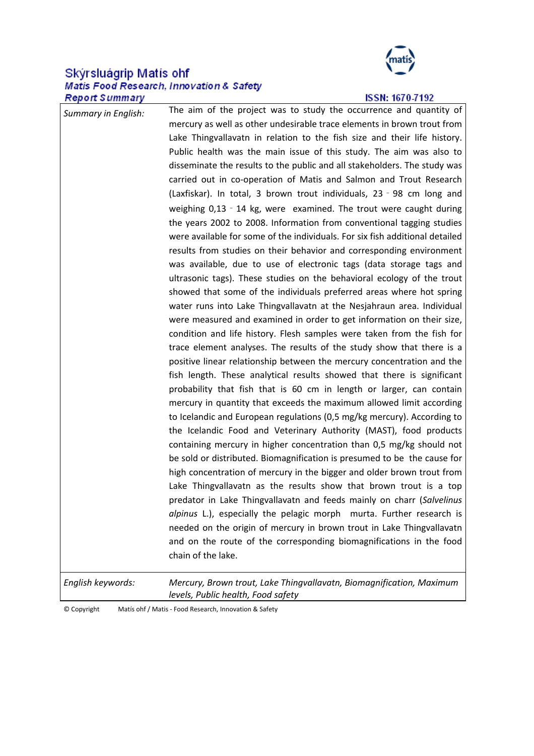# Skýrsluágrip Matís ohf

***Matis Food Research, Innovation & Safety***
***Report Summary***

ISSN: 1670-7192

| | |
|---|---|
| *Summary in English:* | The aim of the project was to study the occurrence and quantity of mercury as well as other undesirable trace elements in brown trout from Lake Thingvallavatn in relation to the fish size and their life history. Public health was the main issue of this study. The aim was also to disseminate the results to the public and all stakeholders. The study was carried out in co-operation of Matis and Salmon and Trout Research (Laxfiskar). In total, 3 brown trout individuals, 23 ‐ 98 cm long and weighing 0,13 ‐ 14 kg, were examined. The trout were caught during the years 2002 to 2008. Information from conventional tagging studies were available for some of the individuals. For six fish additional detailed results from studies on their behavior and corresponding environment was available, due to use of electronic tags (data storage tags and ultrasonic tags). These studies on the behavioral ecology of the trout showed that some of the individuals preferred areas where hot spring water runs into Lake Thingvallavatn at the Nesjahraun area. Individual were measured and examined in order to get information on their size, condition and life history. Flesh samples were taken from the fish for trace element analyses. The results of the study show that there is a positive linear relationship between the mercury concentration and the fish length. These analytical results showed that there is significant probability that fish that is 60 cm in length or larger, can contain mercury in quantity that exceeds the maximum allowed limit according to Icelandic and European regulations (0,5 mg/kg mercury). According to the Icelandic Food and Veterinary Authority (MAST), food products containing mercury in higher concentration than 0,5 mg/kg should not be sold or distributed. Biomagnification is presumed to be the cause for high concentration of mercury in the bigger and older brown trout from Lake Thingvallavatn as the results show that brown trout is a top predator in Lake Thingvallavatn and feeds mainly on charr (*Salvelinus alpinus* L.), especially the pelagic morph murta. Further research is needed on the origin of mercury in brown trout in Lake Thingvallavatn and on the route of the corresponding biomagnifications in the food chain of the lake. |
| *English keywords:* | *Mercury, Brown trout, Lake Thingvallavatn, Biomagnification, Maximum levels, Public health, Food safety* |

© Copyright Matís ohf / Matis - Food Research, Innovation & Safety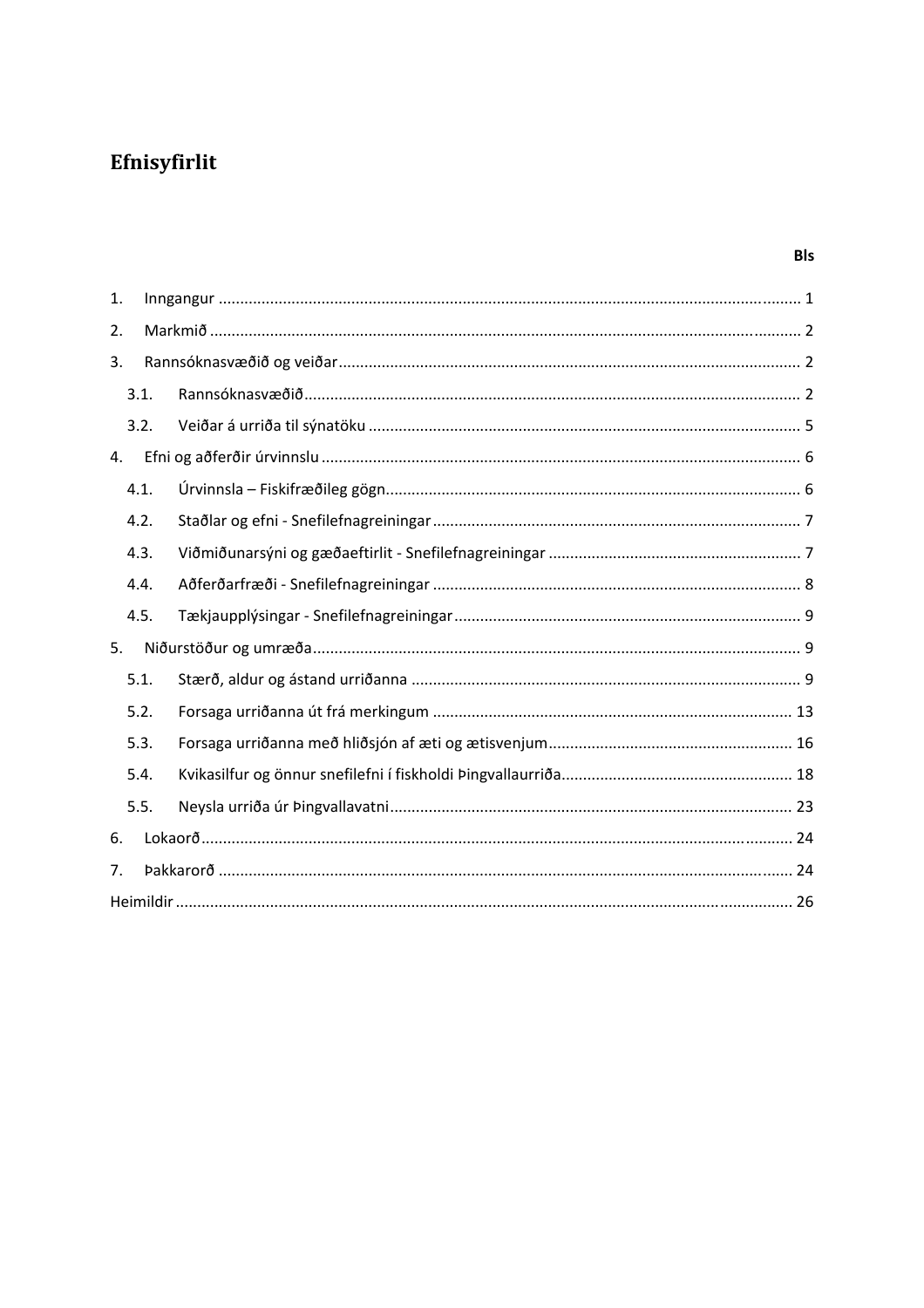# Efnisyfirlit

| | Bls |
|---|---|
| 1. Inngangur | 1 |
| 2. Markmið | 2 |
| 3. Rannsóknasvæðið og veiðar | 2 |
| 3.1. Rannsóknasvæðið | 2 |
| 3.2. Veiðar á urriða til sýnatöku | 5 |
| 4. Efni og aðferðir úrvinnslu | 6 |
| 4.1. Úrvinnsla – Fiskifræðileg gögn | 6 |
| 4.2. Staðlar og efni - Snefilefnagreiningar | 7 |
| 4.3. Viðmiðunarsýni og gæðaeftirlit - Snefilefnagreiningar | 7 |
| 4.4. Aðferðarfræði - Snefilefnagreiningar | 8 |
| 4.5. Tækjaupplýsingar - Snefilefnagreiningar | 9 |
| 5. Niðurstöður og umræða | 9 |
| 5.1. Stærð, aldur og ástand urriðanna | 9 |
| 5.2. Forsaga urriðanna út frá merkingum | 13 |
| 5.3. Forsaga urriðanna með hliðsjón af æti og ætisvenjum | 16 |
| 5.4. Kvikasilfur og önnur snefilefni í fiskholdi Þingvallaurriða | 18 |
| 5.5. Neysla urriða úr Þingvallavatni | 23 |
| 6. Lokaorð | 24 |
| 7. Þakkarorð | 24 |
| Heimildir | 26 |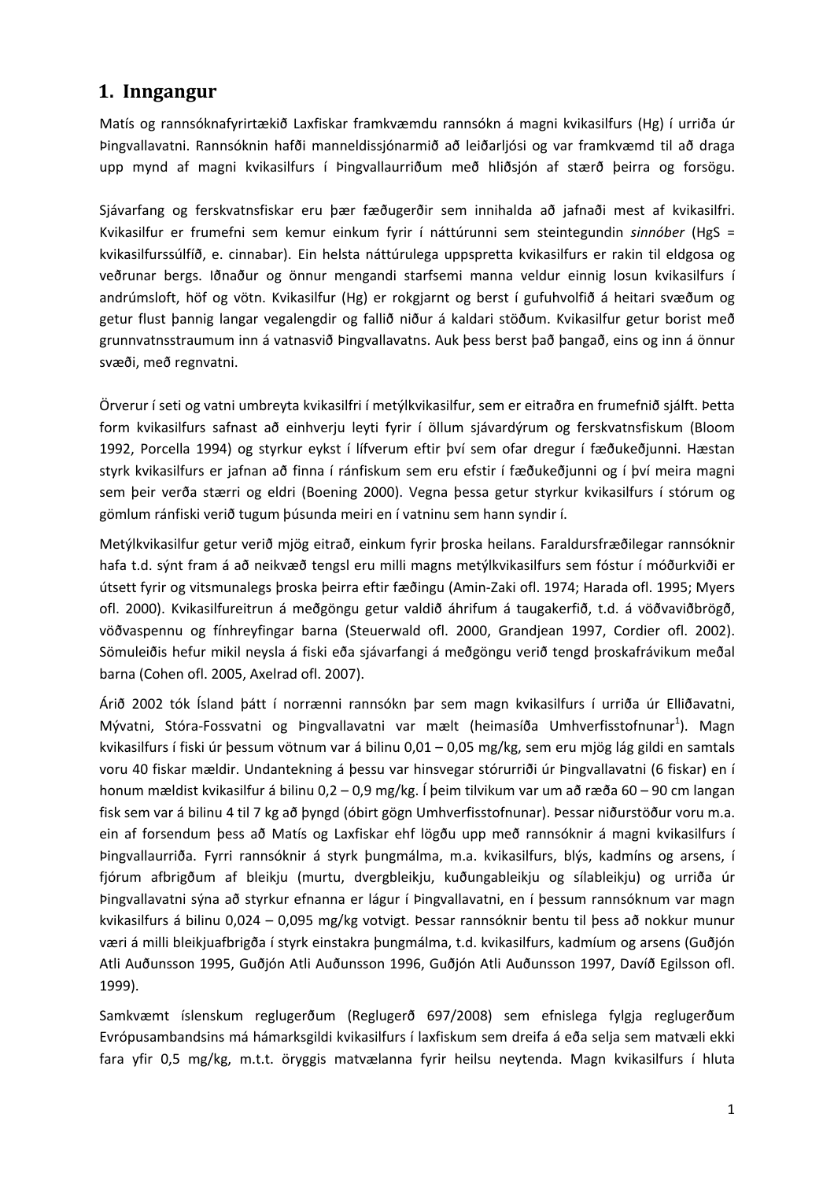# 1. Inngangur

Matís og rannsóknafyrirtækið Laxfiskar framkvæmdu rannsókn á magni kvikasilfurs (Hg) í urriða úr Þingvallavatni. Rannsóknin hafði manneldissjónarmið að leiðarljósi og var framkvæmd til að draga upp mynd af magni kvikasilfurs í Þingvallaurriðum með hliðsjón af stærð þeirra og forsögu.

Sjávarfang og ferskvatnsfiskar eru þær fæðugerðir sem innihalda að jafnaði mest af kvikasilfri. Kvikasilfur er frumefni sem kemur einkum fyrir í náttúrunni sem steintegundin *sinnóber* (HgS = kvikasilfurssúlfíð, e. cinnabar). Ein helsta náttúrulega uppspretta kvikasilfurs er rakin til eldgosa og veðrunar bergs. Iðnaður og önnur mengandi starfsemi manna veldur einnig losun kvikasilfurs í andrúmsloft, höf og vötn. Kvikasilfur (Hg) er rokgjarnt og berst í gufuhvolfið á heitari svæðum og getur flust þannig langar vegalengdir og fallið niður á kaldari stöðum. Kvikasilfur getur borist með grunnvatnsstraumum inn á vatnasvið Þingvallavatns. Auk þess berst það þangað, eins og inn á önnur svæði, með regnvatni.

Örverur í seti og vatni umbreyta kvikasilfri í metýlkvikasilfur, sem er eitraðra en frumefnið sjálft. Þetta form kvikasilfurs safnast að einhverju leyti fyrir í öllum sjávardýrum og ferskvatnsfiskum (Bloom 1992, Porcella 1994) og styrkur eykst í lífverum eftir því sem ofar dregur í fæðukeðjunni. Hæstan styrk kvikasilfurs er jafnan að finna í ránfiskum sem eru efstir í fæðukeðjunni og í því meira magni sem þeir verða stærri og eldri (Boening 2000). Vegna þessa getur styrkur kvikasilfurs í stórum og gömlum ránfiski verið tugum þúsunda meiri en í vatninu sem hann syndir í.

Metýlkvikasilfur getur verið mjög eitrað, einkum fyrir þroska heilans. Faraldursfræðilegar rannsóknir hafa t.d. sýnt fram á að neikvæð tengsl eru milli magns metýlkvikasilfurs sem fóstur í móðurkviði er útsett fyrir og vitsmunalegs þroska þeirra eftir fæðingu (Amin-Zaki ofl. 1974; Harada ofl. 1995; Myers ofl. 2000). Kvikasilfureitrun á meðgöngu getur valdið áhrifum á taugakerfið, t.d. á vöðvaviðbrögð, vöðvaspennu og fínhreyfingar barna (Steuerwald ofl. 2000, Grandjean 1997, Cordier ofl. 2002). Sömuleiðis hefur mikil neysla á fiski eða sjávarfangi á meðgöngu verið tengd þroskafrávikum meðal barna (Cohen ofl. 2005, Axelrad ofl. 2007).

Árið 2002 tók Ísland þátt í norrænni rannsókn þar sem magn kvikasilfurs í urriða úr Elliðavatni, Mývatni, Stóra-Fossvatni og Þingvallavatni var mælt (heimasíða Umhverfisstofnunar[1]). Magn kvikasilfurs í fiski úr þessum vötnum var á bilinu 0,01 – 0,05 mg/kg, sem eru mjög lág gildi en samtals voru 40 fiskar mældir. Undantekning á þessu var hinsvegar stórurriði úr Þingvallavatni (6 fiskar) en í honum mældist kvikasilfur á bilinu 0,2 – 0,9 mg/kg. Í þeim tilvikum var um að ræða 60 – 90 cm langan fisk sem var á bilinu 4 til 7 kg að þyngd (óbirt gögn Umhverfisstofnunar). Þessar niðurstöður voru m.a. ein af forsendum þess að Matís og Laxfiskar ehf lögðu upp með rannsóknir á magni kvikasilfurs í Þingvallaurriða. Fyrri rannsóknir á styrk þungmálma, m.a. kvikasilfurs, blýs, kadmíns og arsens, í fjórum afbrigðum af bleikju (murtu, dvergbleikju, kuðungableikju og sílableikju) og urriða úr Þingvallavatni sýna að styrkur efnanna er lágur í Þingvallavatni, en í þessum rannsóknum var magn kvikasilfurs á bilinu 0,024 – 0,095 mg/kg votvigt. Þessar rannsóknir bentu til þess að nokkur munur væri á milli bleikjuafbrigða í styrk einstakra þungmálma, t.d. kvikasilfurs, kadmíum og arsens (Guðjón Atli Auðunsson 1995, Guðjón Atli Auðunsson 1996, Guðjón Atli Auðunsson 1997, Davíð Egilsson ofl. 1999).

Samkvæmt íslenskum reglugerðum (Reglugerð 697/2008) sem efnislega fylgja reglugerðum Evrópusambandsins má hámarksgildi kvikasilfurs í laxfiskum sem dreifa á eða selja sem matvæli ekki fara yfir 0,5 mg/kg, m.t.t. öryggis matvælanna fyrir heilsu neytenda. Magn kvikasilfurs í hluta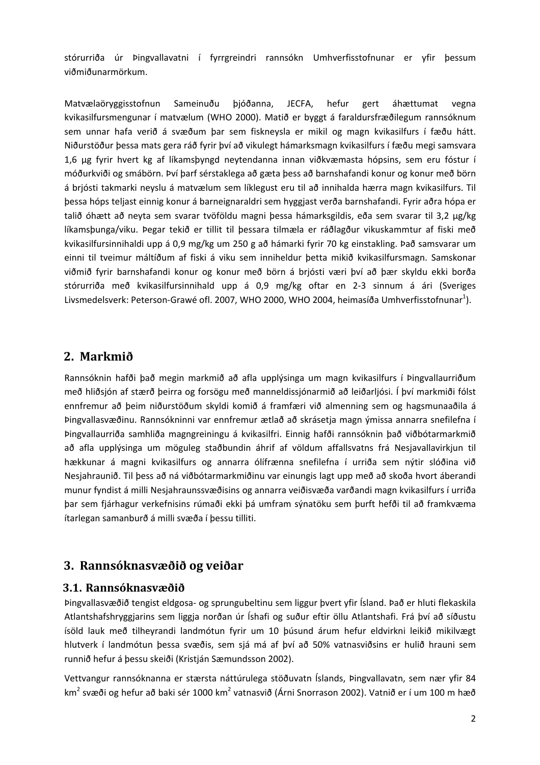stórurriða úr Þingvallavatni í fyrrgreindri rannsókn Umhverfisstofnunar er yfir þessum viðmiðunarmörkum.

Matvælaöryggisstofnun Sameinuðu þjóðanna, JECFA, hefur gert áhættumat vegna kvikasilfursmengunar í matvælum (WHO 2000). Matið er byggt á faraldursfræðilegum rannsóknum sem unnar hafa verið á svæðum þar sem fiskneysla er mikil og magn kvikasilfurs í fæðu hátt. Niðurstöður þessa mats gera ráð fyrir því að vikulegt hámarksmagn kvikasilfurs í fæðu megi samsvara 1,6 µg fyrir hvert kg af líkamsþyngd neytendanna innan viðkvæmasta hópsins, sem eru fóstur í móðurkviði og smábörn. Því þarf sérstaklega að gæta þess að barnshafandi konur og konur með börn á brjósti takmarki neyslu á matvælum sem líklegust eru til að innihalda hærra magn kvikasilfurs. Til þessa hóps teljast einnig konur á barneignaraldri sem hyggjast verða barnshafandi. Fyrir aðra hópa er talið óhætt að neyta sem svarar tvöföldu magni þessa hámarksgildis, eða sem svarar til 3,2 µg/kg líkamsþunga/viku. Þegar tekið er tillit til þessara tilmæla er ráðlagður vikuskammtur af fiski með kvikasilfursinnihaldi upp á 0,9 mg/kg um 250 g að hámarki fyrir 70 kg einstakling. Það samsvarar um einni til tveimur máltíðum af fiski á viku sem inniheldur þetta mikið kvikasilfursmagn. Samskonar viðmið fyrir barnshafandi konur og konur með börn á brjósti væri því að þær skyldu ekki borða stórurriða með kvikasilfursinnihald upp á 0,9 mg/kg oftar en 2-3 sinnum á ári (Sveriges Livsmedelsverk: Peterson-Grawé ofl. 2007, WHO 2000, WHO 2004, heimasíða Umhverfisstofnunar[1]).

## 2. Markmið

Rannsóknin hafði það megin markmið að afla upplýsinga um magn kvikasilfurs í Þingvallaurriðum með hliðsjón af stærð þeirra og forsögu með manneldissjónarmið að leiðarljósi. Í því markmiði fólst ennfremur að þeim niðurstöðum skyldi komið á framfæri við almenning sem og hagsmunaaðila á Þingvallasvæðinu. Rannsókninni var ennfremur ætlað að skrásetja magn ýmissa annarra snefilefna í Þingvallaurriða samhliða magngreiningu á kvikasilfri. Einnig hafði rannsóknin það viðbótarmarkmið að afla upplýsinga um möguleg staðbundin áhrif af völdum affallsvatns frá Nesjavallavirkjun til hækkunar á magni kvikasilfurs og annarra ólífrænna snefilefna í urriða sem nýtir slóðina við Nesjahraunið. Til þess að ná viðbótarmarkmiðinu var einungis lagt upp með að skoða hvort áberandi munur fyndist á milli Nesjahraunssvæðisins og annarra veiðisvæða varðandi magn kvikasilfurs í urriða þar sem fjárhagur verkefnisins rúmaði ekki þá umfram sýnatöku sem þurft hefði til að framkvæma ítarlegan samanburð á milli svæða í þessu tilliti.

## 3. Rannsóknasvæðið og veiðar

### 3.1. Rannsóknasvæðið

Þingvallasvæðið tengist eldgosa- og sprungubeltinu sem liggur þvert yfir Ísland. Það er hluti flekaskila Atlantshafshryggjarins sem liggja norðan úr Íshafi og suður eftir öllu Atlantshafi. Frá því að síðustu ísöld lauk með tilheyrandi landmótun fyrir um 10 þúsund árum hefur eldvirkni leikið mikilvægt hlutverk í landmótun þessa svæðis, sem sjá má af því að 50% vatnasviðsins er hulið hrauni sem runnið hefur á þessu skeiði (Kristján Sæmundsson 2002).

Vettvangur rannsóknanna er stærsta náttúrulega stöðuvatn Íslands, Þingvallavatn, sem nær yfir 84 km$^2$ svæði og hefur að baki sér 1000 km$^2$ vatnasvið (Árni Snorrason 2002). Vatnið er í um 100 m hæð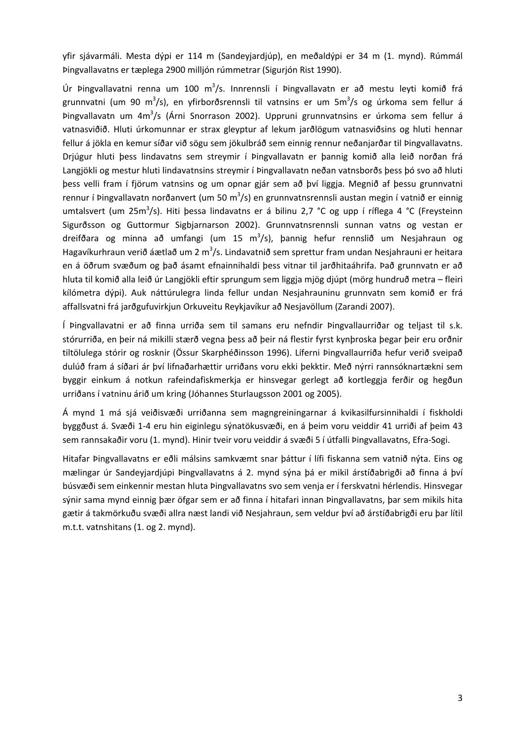yfir sjávarmáli. Mesta dýpi er 114 m (Sandeyjardjúp), en meðaldýpi er 34 m (1. mynd). Rúmmál Þingvallavatns er tæplega 2900 milljón rúmmetrar (Sigurjón Rist 1990).

Úr Þingvallavatni renna um 100 $m^3/s$. Innrennsli í Þingvallavatn er að mestu leyti komið frá grunnvatni (um 90 $m^3/s$), en yfirborðsrennsli til vatnsins er um $5m^3/s$ og úrkoma sem fellur á Þingvallavatn um $4m^3/s$ (Árni Snorrason 2002). Uppruni grunnvatnsins er úrkoma sem fellur á vatnasviðið. Hluti úrkomunnar er strax gleyptur af lekum jarðlögum vatnasviðsins og hluti hennar fellur á jökla en kemur síðar við sögu sem jökulbráð sem einnig rennur neðanjarðar til Þingvallavatns. Drjúgur hluti þess lindavatns sem streymir í Þingvallavatn er þannig komið alla leið norðan frá Langjökli og mestur hluti lindavatnsins streymir í Þingvallavatn neðan vatnsborðs þess þó svo að hluti þess velli fram í fjörum vatnsins og um opnar gjár sem að því liggja. Megnið af þessu grunnvatni rennur í Þingvallavatn norðanvert (um 50 $m^3/s$) en grunnvatnsrennsli austan megin í vatnið er einnig umtalsvert (um $25m^3/s$). Hiti þessa lindavatns er á bilinu 2,7 °C og upp í ríflega 4 °C (Freysteinn Sigurðsson og Guttormur Sigbjarnarson 2002). Grunnvatnsrennsli sunnan vatns og vestan er dreifðara og minna að umfangi (um 15 $m^3/s$), þannig hefur rennslið um Nesjahraun og Hagavíkurhraun verið áætlað um 2 $m^3/s$. Lindavatnið sem sprettur fram undan Nesjahrauni er heitara en á öðrum svæðum og það ásamt efnainnihaldi þess vitnar til jarðhitaáhrifa. Það grunnvatn er að hluta til komið alla leið úr Langjökli eftir sprungum sem liggja mjög djúpt (mörg hundruð metra – fleiri kílómetra dýpi). Auk náttúrulegra linda fellur undan Nesjahrauninu grunnvatn sem komið er frá affallsvatni frá jarðgufuvirkjun Orkuveitu Reykjavíkur að Nesjavöllum (Zarandi 2007).

Í Þingvallavatni er að finna urriða sem til samans eru nefndir Þingvallaurriðar og teljast til s.k. stórurriða, en þeir ná mikilli stærð vegna þess að þeir ná flestir fyrst kynþroska þegar þeir eru orðnir tiltölulega stórir og rosknir (Össur Skarphéðinsson 1996). Líferni Þingvallaurriða hefur verið sveipað dulúð fram á síðari ár því lifnaðarhættir urriðans voru ekki þekktir. Með nýrri rannsóknartækni sem byggir einkum á notkun rafeindafiskmerkja er hinsvegar gerlegt að kortleggja ferðir og hegðun urriðans í vatninu árið um kring (Jóhannes Sturlaugsson 2001 og 2005).

Á mynd 1 má sjá veiðisvæði urriðanna sem magngreiningarnar á kvikasilfursinnihaldi í fiskholdi byggðust á. Svæði 1-4 eru hin eiginlegu sýnatökusvæði, en á þeim voru veiddir 41 urriði af þeim 43 sem rannsakaðir voru (1. mynd). Hinir tveir voru veiddir á svæði 5 í útfalli Þingvallavatns, Efra-Sogi.

Hitafar Þingvallavatns er eðli málsins samkvæmt snar þáttur í lífi fiskanna sem vatnið nýta. Eins og mælingar úr Sandeyjardjúpi Þingvallavatns á 2. mynd sýna þá er mikil árstíðabrigði að finna á því búsvæði sem einkennir mestan hluta Þingvallavatns svo sem venja er í ferskvatni hérlendis. Hinsvegar sýnir sama mynd einnig þær öfgar sem er að finna í hitafari innan Þingvallavatns, þar sem mikils hita gætir á takmörkuðu svæði allra næst landi við Nesjahraun, sem veldur því að árstíðabrigði eru þar lítil m.t.t. vatnshitans (1. og 2. mynd).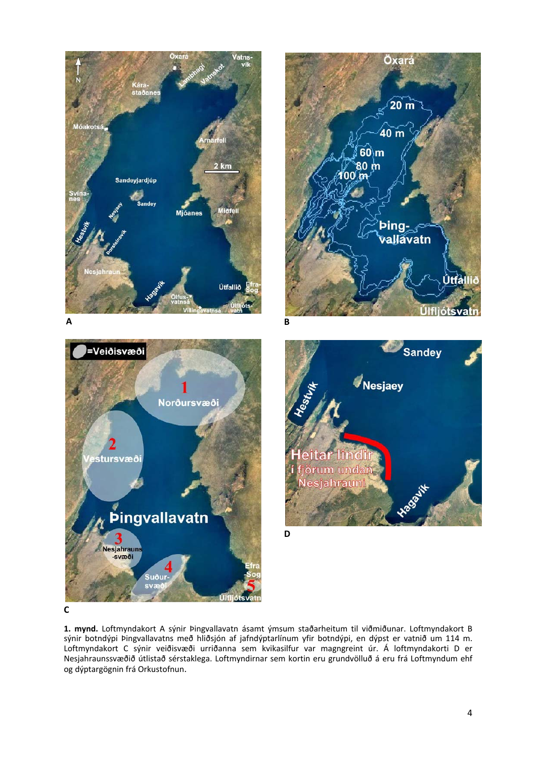**1. mynd.** Loftmyndakort A sýnir Þingvallavatn ásamt ýmsum staðarheitum til viðmiðunar. Loftmyndakort B sýnir botndýpi Þingvallavatns með hliðsjón af jafndýptarlínum yfir botndýpi, en dýpst er vatnið um 114 m. Loftmyndakort C sýnir veiðisvæði urriðanna sem kvikasilfur var magngreint úr. Á loftmyndakorti D er Nesjahraunssvæðið útlistað sérstaklega. Loftmyndirnar sem kortin eru grundvölluð á eru frá Loftmyndum ehf og dýptargögnin frá Orkustofnun.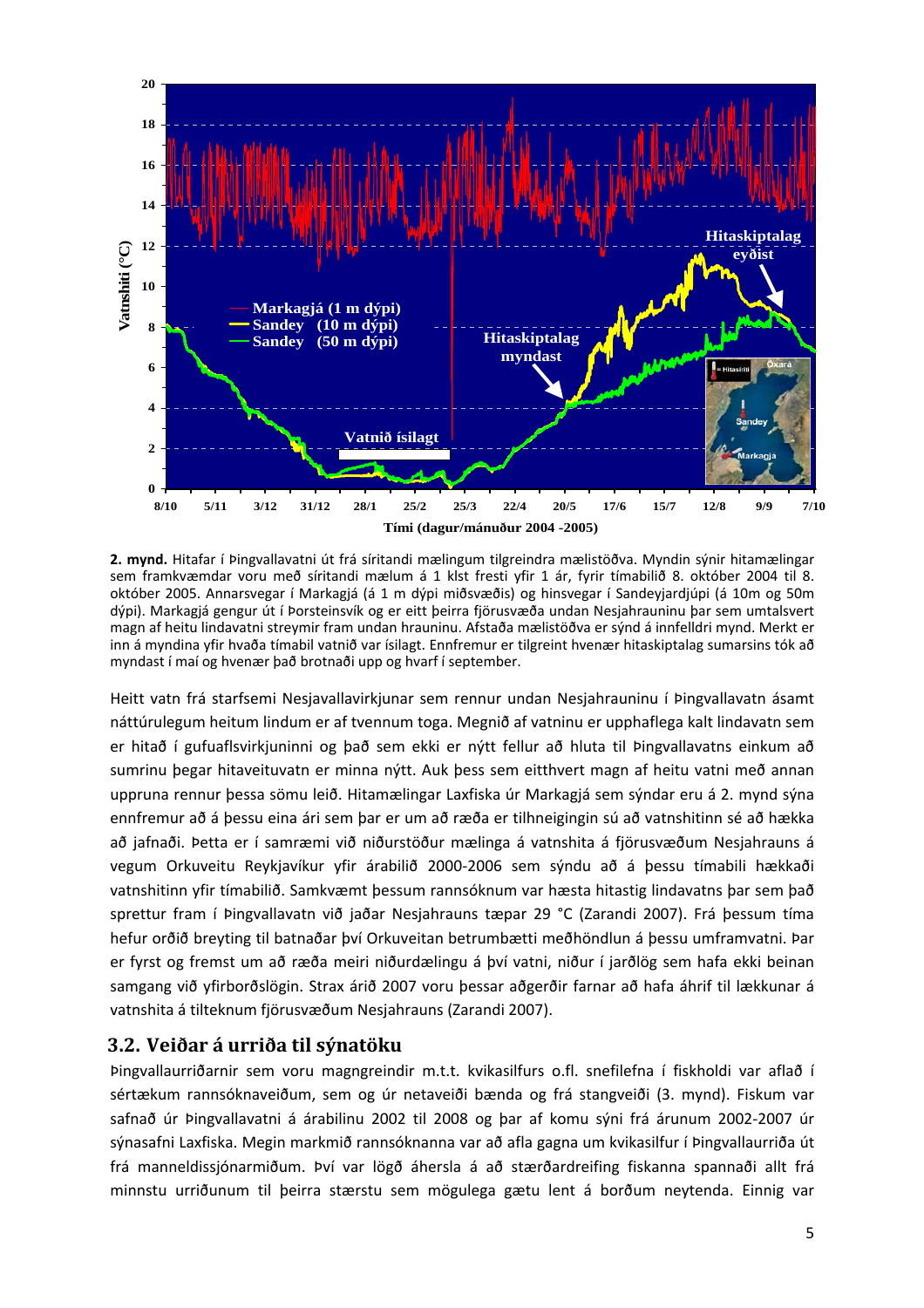**2. mynd.** Hitafar í Þingvallavatni út frá síritandi mælingum tilgreindra mælistöðva. Myndin sýnir hitamælingar sem framkvæmdar voru með síritandi mælum á 1 klst fresti yfir 1 ár, fyrir tímabilið 8. október 2004 til 8. október 2005. Annarsvegar í Markagjá (á 1 m dýpi miðsvæðis) og hinsvegar í Sandeyjardjúpi (á 10m og 50m dýpi). Markagjá gengur út í Þorsteinsvík og er eitt þeirra fjörusvæða undan Nesjahrauninu þar sem umtalsvert magn af heitu lindavatni streymir fram undan hrauninu. Afstaða mælistöðva er sýnd á innfelldri mynd. Merkt er inn á myndina yfir hvaða tímabil vatnið var ísilagt. Ennfremur er tilgreint hvenær hitaskiptalag sumarsins tók að myndast í maí og hvenær það brotnaði upp og hvarf í september.

Heitt vatn frá starfsemi Nesjavallavirkjunar sem rennur undan Nesjahrauninu í Þingvallavatn ásamt náttúrulegum heitum lindum er af tvennum toga. Megnið af vatninu er upphaflega kalt lindavatn sem er hitað í gufuaflsvirkjuninni og það sem ekki er nýtt fellur að hluta til Þingvallavatns einkum að sumrinu þegar hitaveituvatn er minna nýtt. Auk þess sem eitthvert magn af heitu vatni með annan uppruna rennur þessa sömu leið. Hitamælingar Laxfiska úr Markagjá sem sýndar eru á 2. mynd sýna ennfremur að á þessu eina ári sem þar er um að ræða er tilhneigingin sú að vatnshitinn sé að hækka að jafnaði. Þetta er í samræmi við niðurstöður mælinga á vatnshita á fjörusvæðum Nesjahrauns á vegum Orkuveitu Reykjavíkur yfir árabilið 2000-2006 sem sýndu að á þessu tímabili hækkaði vatnshitinn yfir tímabilið. Samkvæmt þessum rannsóknum var hæsta hitastig lindavatns þar sem það sprettur fram í Þingvallavatn við jaðar Nesjahrauns tæpar 29 °C (Zarandi 2007). Frá þessum tíma hefur orðið breyting til batnaðar því Orkuveitan betrumbætti meðhöndlun á þessu umframvatni. Þar er fyrst og fremst um að ræða meiri niðurdælingu á því vatni, niður í jarðlög sem hafa ekki beinan samgang við yfirborðslögin. Strax árið 2007 voru þessar aðgerðir farnar að hafa áhrif til lækkunar á vatnshita á tilteknum fjörusvæðum Nesjahrauns (Zarandi 2007).

## 3.2. Veiðar á urriða til sýnatöku

Þingvallaurriðarnir sem voru magngreindir m.t.t. kvikasilfurs o.fl. snefilefna í fiskholdi var aflað í sértækum rannsóknaveiðum, sem og úr netaveiði bænda og frá stangveiði (3. mynd). Fiskum var safnað úr Þingvallavatni á árabilinu 2002 til 2008 og þar af komu sýni frá árunum 2002-2007 úr sýnasafni Laxfiska. Megin markmið rannsóknanna var að afla gagna um kvikasilfur í Þingvallaurriða út frá manneldissjónarmiðum. Því var lögð áhersla á að stærðardreifing fiskanna spannaði allt frá minnstu urriðunum til þeirra stærstu sem mögulega gætu lent á borðum neytenda. Einnig var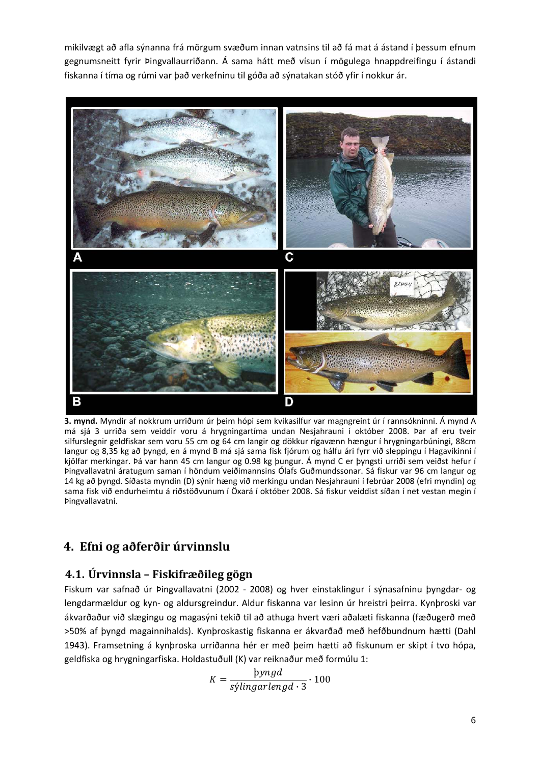mikilvægt að afla sýnanna frá mörgum svæðum innan vatnsins til að fá mat á ástand í þessum efnum gegnumsneitt fyrir Þingvallaurriðann. Á sama hátt með vísun í mögulega hnappdreifingu í ástandi fiskanna í tíma og rúmi var það verkefninu til góða að sýnatakan stóð yfir í nokkur ár.

**3. mynd.** Myndir af nokkrum urriðum úr þeim hópi sem kvikasilfur var magngreint úr í rannsókninni. Á mynd A má sjá 3 urriða sem veiddir voru á hrygningartíma undan Nesjahrauni í október 2008. Þar af eru tveir silfurslegnir geldfiskar sem voru 55 cm og 64 cm langir og dökkur rígavænn hængur í hrygningarbúningi, 88cm langur og 8,35 kg að þyngd, en á mynd B má sjá sama fisk fjórum og hálfu ári fyrr við sleppingu í Hagavíkinni í kjölfar merkingar. Þá var hann 45 cm langur og 0.98 kg þungur. Á mynd C er þyngsti urriði sem veiðst hefur í Þingvallavatni áratugum saman í höndum veiðimannsins Ólafs Guðmundssonar. Sá fiskur var 96 cm langur og 14 kg að þyngd. Síðasta myndin (D) sýnir hæng við merkingu undan Nesjahrauni í febrúar 2008 (efri myndin) og sama fisk við endurheimtu á riðstöðvunum í Öxará í október 2008. Sá fiskur veiddist síðan í net vestan megin í Þingvallavatni.

## 4. Efni og aðferðir úrvinnslu

### 4.1. Úrvinnsla – Fiskifræðileg gögn

Fiskum var safnað úr Þingvallavatni (2002 - 2008) og hver einstaklingur í sýnasafninu þyngdar- og lengdarmældur og kyn- og aldursgreindur. Aldur fiskanna var lesinn úr hreistri þeirra. Kynþroski var ákvarðaður við slægingu og magasýni tekið til að athuga hvert væri aðalæti fiskanna (fæðugerð með >50% af þyngd magainnihalds). Kynþroskastig fiskanna er ákvarðað með hefðbundnum hætti (Dahl 1943). Framsetning á kynþroska urriðanna hér er með þeim hætti að fiskunum er skipt í tvo hópa, geldfiska og hrygningarfiska. Holdastuðull (K) var reiknaður með formúlu 1:

$$K = \frac{þyngd}{sýlingarlengd \cdot 3} \cdot 100$$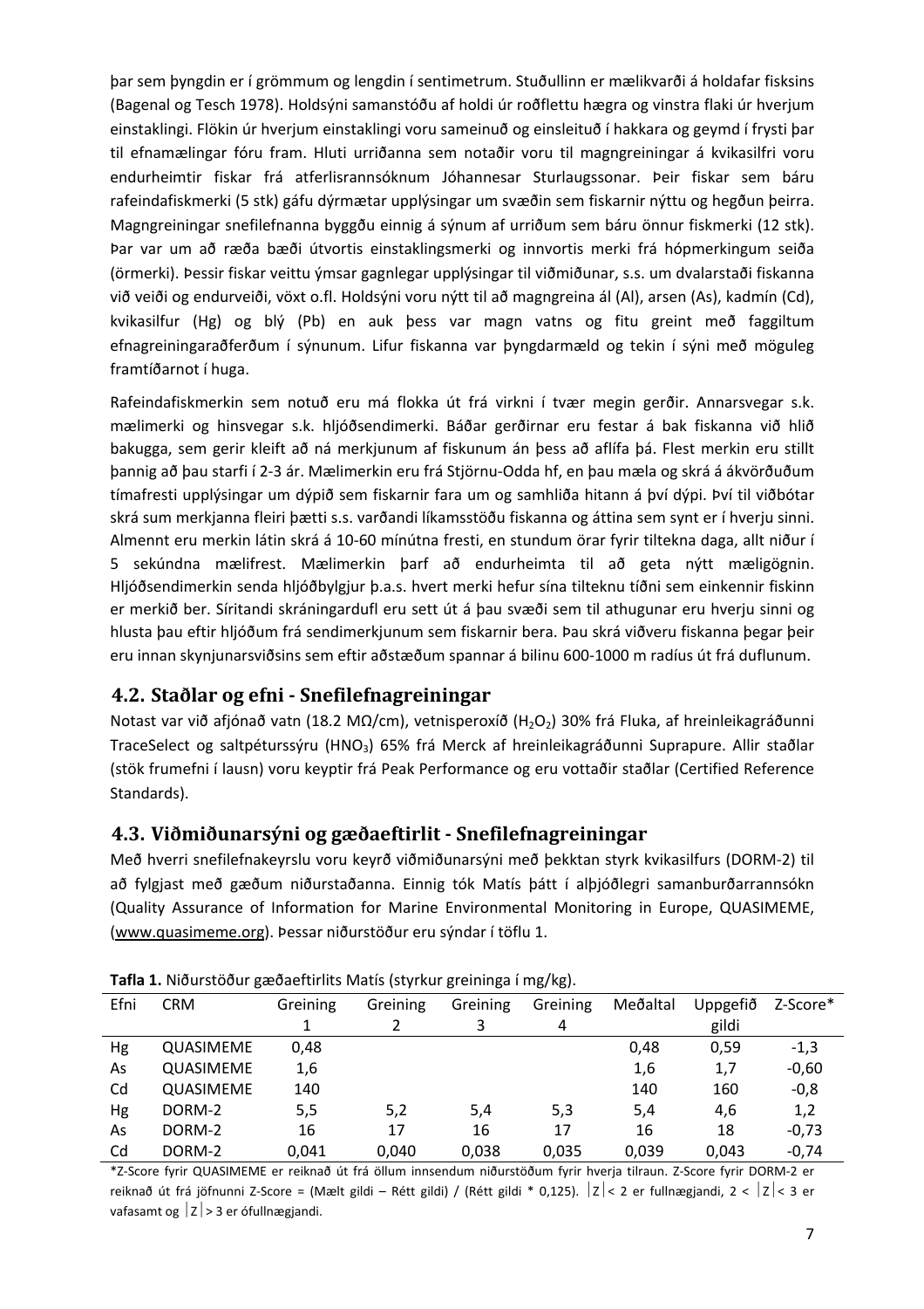þar sem þyngdin er í grömmum og lengdin í sentimetrum. Stuðullinn er mælikvarði á holdafar fisksins (Bagenal og Tesch 1978). Holdsýni samanstóðu af holdi úr roðflettu hægra og vinstra flaki úr hverjum einstaklingi. Flökin úr hverjum einstaklingi voru sameinuð og einsleituð í hakkara og geymd í frysti þar til efnamælingar fóru fram. Hluti urriðanna sem notaðir voru til magngreiningar á kvikasilfri voru endurheimtir fiskar frá atferlisrannsóknum Jóhannesar Sturlaugssonar. Þeir fiskar sem báru rafeindafiskmerki (5 stk) gáfu dýrmætar upplýsingar um svæðin sem fiskarnir nýttu og hegðun þeirra. Magngreiningar snefilefnanna byggðu einnig á sýnum af urriðum sem báru önnur fiskmerki (12 stk). Þar var um að ræða bæði útvortis einstaklingsmerki og innvortis merki frá hópmerkingum seiða (örmerki). Þessir fiskar veittu ýmsar gagnlegar upplýsingar til viðmiðunar, s.s. um dvalarstaði fiskanna við veiði og endurveiði, vöxt o.fl. Holdsýni voru nýtt til að magngreina ál (Al), arsen (As), kadmín (Cd), kvikasilfur (Hg) og blý (Pb) en auk þess var magn vatns og fitu greint með faggiltum efnagreiningaraðferðum í sýnunum. Lifur fiskanna var þyngdarmæld og tekin í sýni með möguleg framtíðarnot í huga.

Rafeindafiskmerkin sem notuð eru má flokka út frá virkni í tvær megin gerðir. Annarsvegar s.k. mælimerki og hinsvegar s.k. hljóðsendimerki. Báðar gerðirnar eru festar á bak fiskanna við hlið bakugga, sem gerir kleift að ná merkjunum af fiskunum án þess að aflífa þá. Flest merkin eru stillt þannig að þau starfi í 2-3 ár. Mælimerkin eru frá Stjörnu-Odda hf, en þau mæla og skrá á ákvörðuðum tímafresti upplýsingar um dýpið sem fiskarnir fara um og samhliða hitann á því dýpi. Því til viðbótar skrá sum merkjanna fleiri þætti s.s. varðandi líkamsstöðu fiskanna og áttina sem synt er í hverju sinni. Almennt eru merkin látin skrá á 10-60 mínútna fresti, en stundum örar fyrir tiltekna daga, allt niður í 5 sekúndna mælifrest. Mælimerkin þarf að endurheimta til að geta nýtt mæligögnin. Hljóðsendimerkin senda hljóðbylgjur þ.a.s. hvert merki hefur sína tilteknu tíðni sem einkennir fiskinn er merkið ber. Síritandi skráningardufl eru sett út á þau svæði sem til athugunar eru hverju sinni og hlusta þau eftir hljóðum frá sendimerkjunum sem fiskarnir bera. Þau skrá viðveru fiskanna þegar þeir eru innan skynjunarsviðsins sem eftir aðstæðum spannar á bilinu 600-1000 m radíus út frá duflunum.

## 4.2. Staðlar og efni - Snefilefnagreiningar

Notast var við afjónað vatn (18.2 MΩ/cm), vetnisperoxíð ($H_2O_2$) 30% frá Fluka, af hreinleikagráðunni TraceSelect og saltpéturssýru ($HNO_3$) 65% frá Merck af hreinleikagráðunni Suprapure. Allir staðlar (stök frumefni í lausn) voru keyptir frá Peak Performance og eru vottaðir staðlar (Certified Reference Standards).

## 4.3. Viðmiðunarsýni og gæðaeftirlit - Snefilefnagreiningar

Með hverri snefilefnakeyrslu voru keyrð viðmiðunarsýni með þekktan styrk kvikasilfurs (DORM-2) til að fylgjast með gæðum niðurstaðanna. Einnig tók Matís þátt í alþjóðlegri samanburðarrannsókn (Quality Assurance of Information for Marine Environmental Monitoring in Europe, QUASIMEME, (www.quasimeme.org). Þessar niðurstöður eru sýndar í töflu 1.

**Tafla 1.** Niðurstöður gæðaeftirlits Matís (styrkur greininga í mg/kg).

| Efni | CRM | Greining 1 | Greining 2 | Greining 3 | Greining 4 | Meðaltal | Uppgefið gildi | Z-Score* |
|---|---|---|---|---|---|---|---|---|
| Hg | QUASIMEME | 0,48 | | | | 0,48 | 0,59 | -1,3 |
| As | QUASIMEME | 1,6 | | | | 1,6 | 1,7 | -0,60 |
| Cd | QUASIMEME | 140 | | | | 140 | 160 | -0,8 |
| Hg | DORM-2 | 5,5 | 5,2 | 5,4 | 5,3 | 5,4 | 4,6 | 1,2 |
| As | DORM-2 | 16 | 17 | 16 | 17 | 16 | 18 | -0,73 |
| Cd | DORM-2 | 0,041 | 0,040 | 0,038 | 0,035 | 0,039 | 0,043 | -0,74 |

*Z-Score fyrir QUASIMEME er reiknað út frá öllum innsendum niðurstöðum fyrir hverja tilraun. Z-Score fyrir DORM-2 er reiknað út frá jöfnunni Z-Score = (Mælt gildi – Rétt gildi) / (Rétt gildi * 0,125). $|Z| < 2$ er fullnægjandi, $2 < |Z| < 3$ er vafasamt og $|Z| > 3$ er ófullnægjandi.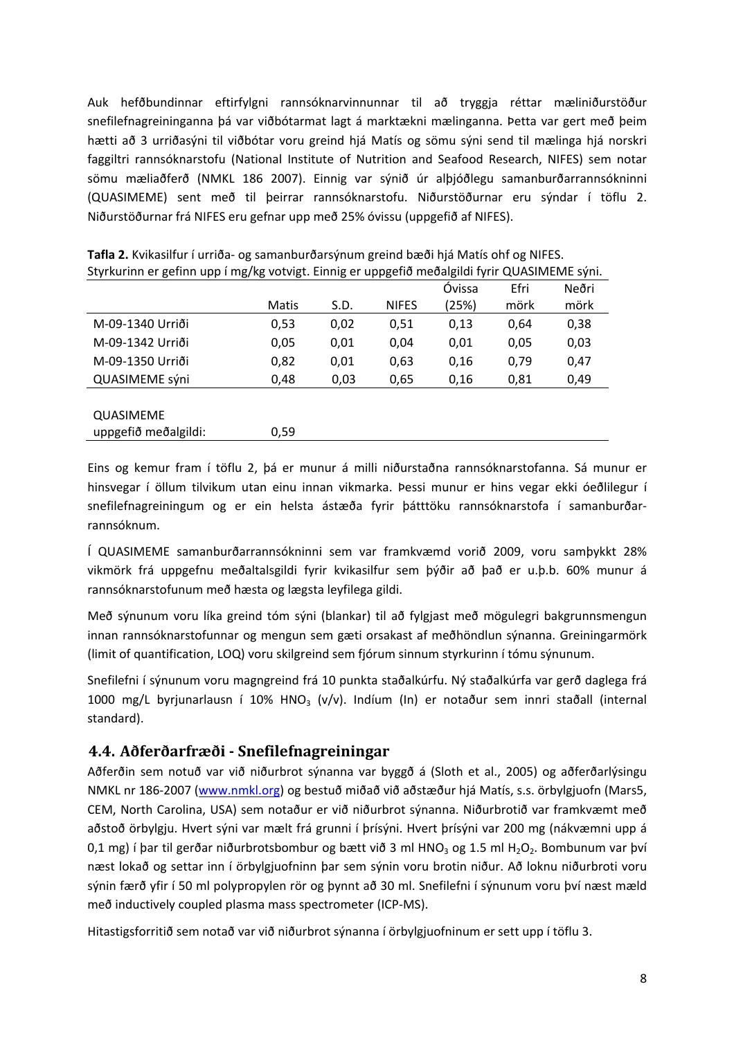Auk hefðbundinnar eftirfylgni rannsóknarvinnunnar til að tryggja réttar mæliniðurstöður snefilefnagreininganna þá var viðbótarmat lagt á marktækni mælinganna. Þetta var gert með þeim hætti að 3 urriðasýni til viðbótar voru greind hjá Matís og sömu sýni send til mælinga hjá norskri faggiltri rannsóknarstofu (National Institute of Nutrition and Seafood Research, NIFES) sem notar sömu mæliaðferð (NMKL 186 2007). Einnig var sýnið úr alþjóðlegu samanburðarrannsókninni (QUASIMEME) sent með til þeirrar rannsóknarstofu. Niðurstöðurnar eru sýndar í töflu 2. Niðurstöðurnar frá NIFES eru gefnar upp með 25% óvissu (uppgefið af NIFES).

**Tafla 2.** Kvikasilfur í urriða- og samanburðarsýnum greind bæði hjá Matís ohf og NIFES. Styrkurinn er gefinn upp í mg/kg votvigt. Einnig er uppgefið meðalgildi fyrir QUASIMEME sýni.

| | Matis | S.D. | NIFES | Óvissa (25%) | Efri mörk | Neðri mörk |
|---|---|---|---|---|---|---|
| M-09-1340 Urriði | 0,53 | 0,02 | 0,51 | 0,13 | 0,64 | 0,38 |
| M-09-1342 Urriði | 0,05 | 0,01 | 0,04 | 0,01 | 0,05 | 0,03 |
| M-09-1350 Urriði | 0,82 | 0,01 | 0,63 | 0,16 | 0,79 | 0,47 |
| QUASIMEME sýni | 0,48 | 0,03 | 0,65 | 0,16 | 0,81 | 0,49 |
| | | | | | | |
| QUASIMEME uppgefið meðalgildi: | 0,59 | | | | | |

Eins og kemur fram í töflu 2, þá er munur á milli niðurstaðna rannsóknarstofanna. Sá munur er hinsvegar í öllum tilvikum utan einu innan vikmarka. Þessi munur er hins vegar ekki óeðlilegur í snefilefnagreiningum og er ein helsta ástæða fyrir þátttöku rannsóknarstofa í samanburðarrannsóknum.

Í QUASIMEME samanburðarrannsókninni sem var framkvæmd vorið 2009, voru samþykkt 28% vikmörk frá uppgefnu meðaltalsgildi fyrir kvikasilfur sem þýðir að það er u.þ.b. 60% munur á rannsóknarstofunum með hæsta og lægsta leyfilega gildi.

Með sýnunum voru líka greind tóm sýni (blankar) til að fylgjast með mögulegri bakgrunnsmengun innan rannsóknarstofunnar og mengun sem gæti orsakast af meðhöndlun sýnanna. Greiningarmörk (limit of quantification, LOQ) voru skilgreind sem fjórum sinnum styrkurinn í tómu sýnunum.

Snefilefni í sýnunum voru magngreind frá 10 punkta staðalkúrfu. Ný staðalkúrfa var gerð daglega frá 1000 mg/L byrjunarlausn í 10% $HNO_3$ (v/v). Indíum (In) er notaður sem innri staðall (internal standard).

## 4.4. Aðferðarfræði - Snefilefnagreiningar

Aðferðin sem notuð var við niðurbrot sýnanna var byggð á (Sloth et al., 2005) og aðferðarlýsingu NMKL nr 186-2007 (www.nmkl.org) og bestuð miðað við aðstæður hjá Matís, s.s. örbylgjuofn (Mars5, CEM, North Carolina, USA) sem notaður er við niðurbrot sýnanna. Niðurbrotið var framkvæmt með aðstoð örbylgju. Hvert sýni var mælt frá grunni í þrísýni. Hvert þrísýni var 200 mg (nákvæmni upp á 0,1 mg) í þar til gerðar niðurbrotsbombur og bætt við 3 ml $HNO_3$ og 1.5 ml $H_2O_2$. Bombunum var því næst lokað og settar inn í örbylgjuofninn þar sem sýnin voru brotin niður. Að loknu niðurbroti voru sýnin færð yfir í 50 ml polypropylen rör og þynnt að 30 ml. Snefilefni í sýnunum voru því næst mæld með inductively coupled plasma mass spectrometer (ICP-MS).

Hitastigsforritið sem notað var við niðurbrot sýnanna í örbylgjuofninum er sett upp í töflu 3.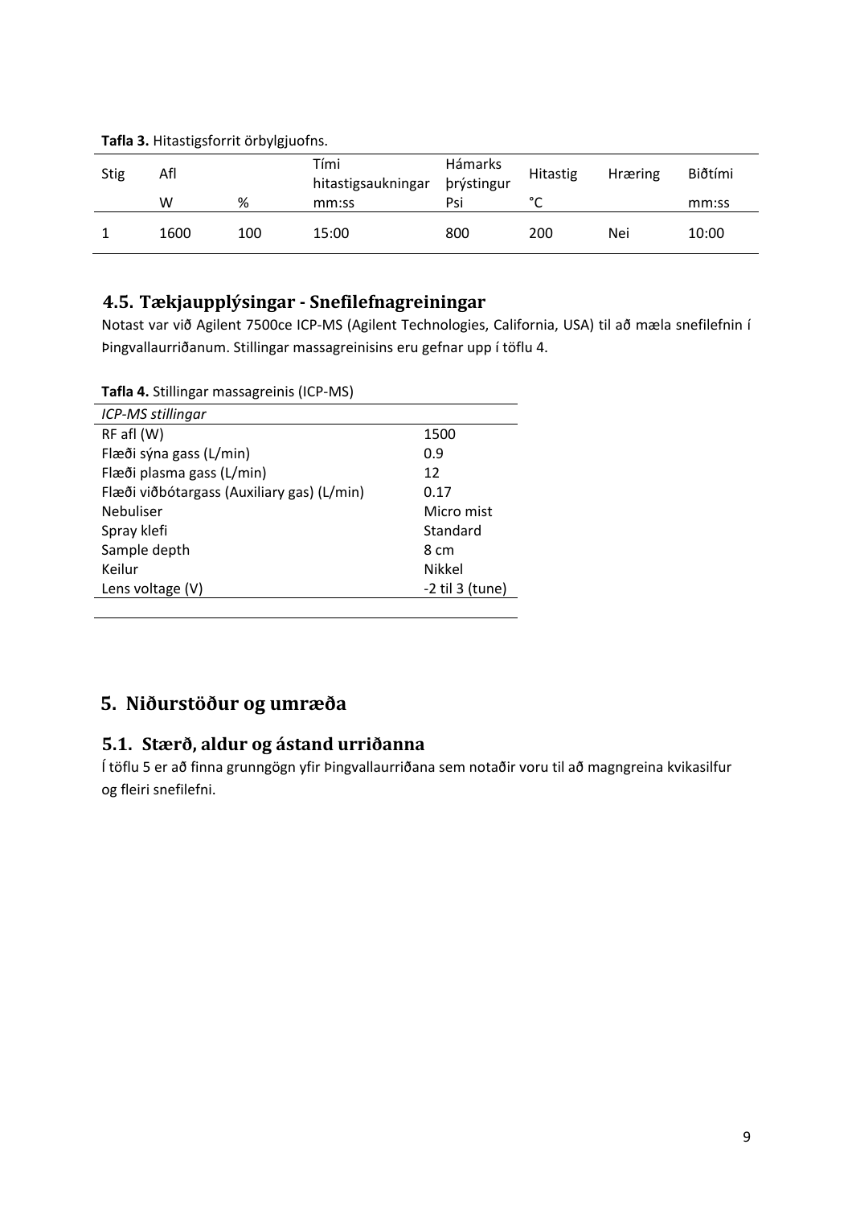**Tafla 3.** Hitastigsforrit örbylgjuofns.

| Stig | Afl | | Tími hitastigsaukningar | Hámarks þrýstingur | Hitastig | Hræring | Biðtími |
|---|---|---|---|---|---|---|---|
| | W | % | mm:ss | Psi | °C | | mm:ss |
| 1 | 1600 | 100 | 15:00 | 800 | 200 | Nei | 10:00 |

## 4.5. Tækjaupplýsingar - Snefilefnagreiningar

Notast var við Agilent 7500ce ICP-MS (Agilent Technologies, California, USA) til að mæla snefilefnin í Þingvallaurriðanum. Stillingar massagreinisins eru gefnar upp í töflu 4.

**Tafla 4.** Stillingar massagreinis (ICP-MS)

| *ICP-MS stillingar* | |
|---|---|
| RF afl (W) | 1500 |
| Flæði sýna gass (L/min) | 0.9 |
| Flæði plasma gass (L/min) | 12 |
| Flæði viðbótargass (Auxiliary gas) (L/min) | 0.17 |
| Nebuliser | Micro mist |
| Spray klefi | Standard |
| Sample depth | 8 cm |
| Keilur | Nikkel |
| Lens voltage (V) | -2 til 3 (tune) |

# 5. Niðurstöður og umræða

## 5.1. Stærð, aldur og ástand urriðanna

Í töflu 5 er að finna grunngögn yfir Þingvallaurriðana sem notaðir voru til að magngreina kvikasilfur og fleiri snefilefni.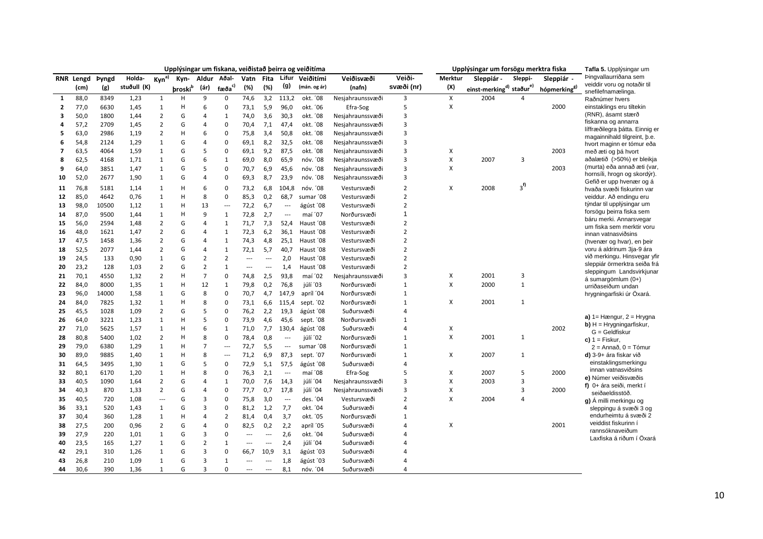| | Upplýsingar um fiskana, veiðistað þeirra og veiðitíma | | | | | | | | | | | | | | Upplýsingar um forsögu merktra fiska | | | |
|---|---|---|---|---|---|---|---|---|---|---|---|---|---|---|---|---|---|---|
| RNR | Lengd (cm) | Þyngd (g) | Holda-stuðull (K) | Kyn[a)] | Kyn-þroski[b] | Aldur (ár) | Aðal-fæða[c)] | Vatn (%) | Fita (%) | Lifur (g) | Veiðitími (mán. og ár) | Veiðisvæði (nafn) | Veiði-svæði (nr) | Merktur (X) | Sleppiár - einst-merking[d)] | Sleppi-staður[e)] | Sleppiár - hópmerking[g)] |
| 1 | 88,0 | 8349 | 1,23 | 1 | H | 9 | 0 | 74,6 | 3,2 | 113,2 | okt. ´08 | Nesjahraunssvæði | 3 | X | 2004 | 4 | |
| 2 | 77,0 | 6630 | 1,45 | 1 | H | 6 | 0 | 73,1 | 5,9 | 96,0 | okt. ´06 | Efra-Sog | 5 | X | | | 2000 |
| 3 | 50,0 | 1800 | 1,44 | 2 | G | 4 | 1 | 74,0 | 3,6 | 30,3 | okt. ´08 | Nesjahraunssvæði | 3 | | | | |
| 4 | 57,2 | 2709 | 1,45 | 2 | G | 4 | 0 | 70,4 | 7,1 | 47,4 | okt. ´08 | Nesjahraunssvæði | 3 | | | | |
| 5 | 63,0 | 2986 | 1,19 | 2 | H | 6 | 0 | 75,8 | 3,4 | 50,8 | okt. ´08 | Nesjahraunssvæði | 3 | | | | |
| 6 | 54,8 | 2124 | 1,29 | 1 | G | 4 | 0 | 69,1 | 8,2 | 32,5 | okt. ´08 | Nesjahraunssvæði | 3 | | | | |
| 7 | 63,5 | 4064 | 1,59 | 1 | G | 5 | 0 | 69,1 | 9,2 | 87,5 | okt. ´08 | Nesjahraunssvæði | 3 | X | | | 2003 |
| 8 | 62,5 | 4168 | 1,71 | 1 | G | 6 | 1 | 69,0 | 8,0 | 65,9 | nóv. ´08 | Nesjahraunssvæði | 3 | X | 2007 | 3 | |
| 9 | 64,0 | 3851 | 1,47 | 1 | G | 5 | 0 | 70,7 | 6,9 | 45,6 | nóv. ´08 | Nesjahraunssvæði | 3 | X | | | 2003 |
| 10 | 52,0 | 2677 | 1,90 | 1 | G | 4 | 0 | 69,3 | 8,7 | 23,9 | nóv. ´08 | Nesjahraunssvæði | 3 | | | | |
| 11 | 76,8 | 5181 | 1,14 | 1 | H | 6 | 0 | 73,2 | 6,8 | 104,8 | nóv. ´08 | Vestursvæði | 2 | X | 2008 | 3[f)] | |
| 12 | 85,0 | 4642 | 0,76 | 1 | H | 8 | 0 | 85,3 | 0,2 | 68,7 | sumar ´08 | Vestursvæði | 2 | | | | |
| 13 | 98,0 | 10500 | 1,12 | 1 | H | 13 | --- | 72,2 | 6,7 | --- | ágúst ´08 | Vestursvæði | 2 | | | | |
| 14 | 87,0 | 9500 | 1,44 | 1 | H | 9 | 1 | 72,8 | 2,7 | --- | maí ´07 | Norðursvæði | 1 | | | | |
| 15 | 56,0 | 2594 | 1,48 | 2 | G | 4 | 1 | 71,7 | 7,3 | 52,4 | Haust ´08 | Vestursvæði | 2 | | | | |
| 16 | 48,0 | 1621 | 1,47 | 2 | G | 4 | 1 | 72,3 | 6,2 | 36,1 | Haust ´08 | Vestursvæði | 2 | | | | |
| 17 | 47,5 | 1458 | 1,36 | 2 | G | 4 | 1 | 74,3 | 4,8 | 25,1 | Haust ´08 | Vestursvæði | 2 | | | | |
| 18 | 52,5 | 2077 | 1,44 | 2 | G | 4 | 1 | 72,1 | 5,7 | 40,7 | Haust ´08 | Vestursvæði | 2 | | | | |
| 19 | 24,5 | 133 | 0,90 | 1 | G | 2 | 2 | --- | --- | 2,0 | Haust ´08 | Vestursvæði | 2 | | | | |
| 20 | 23,2 | 128 | 1,03 | 2 | G | 2 | 1 | --- | --- | 1,4 | Haust ´08 | Vestursvæði | 2 | | | | |
| 21 | 70,1 | 4550 | 1,32 | 2 | H | 7 | 0 | 74,8 | 2,5 | 93,8 | maí ´02 | Nesjahraunssvæði | 3 | X | 2001 | 3 | |
| 22 | 84,0 | 8000 | 1,35 | 1 | H | 12 | 1 | 79,8 | 0,2 | 76,8 | júlí ´03 | Norðursvæði | 1 | X | 2000 | 1 | |
| 23 | 96,0 | 14000 | 1,58 | 1 | G | 8 | 0 | 70,7 | 4,7 | 147,9 | apríl ´04 | Norðursvæði | 1 | | | | |
| 24 | 84,0 | 7825 | 1,32 | 1 | H | 8 | 0 | 73,1 | 6,6 | 115,4 | sept. ´02 | Norðursvæði | 1 | X | 2001 | 1 | |
| 25 | 45,5 | 1028 | 1,09 | 2 | G | 5 | 0 | 76,2 | 2,2 | 19,3 | ágúst ´08 | Suðursvæði | 4 | | | | |
| 26 | 64,0 | 3221 | 1,23 | 1 | H | 5 | 0 | 73,9 | 4,6 | 45,6 | sept. ´08 | Norðursvæði | 1 | | | | |
| 27 | 71,0 | 5625 | 1,57 | 1 | H | 6 | 1 | 71,0 | 7,7 | 130,4 | ágúst ´08 | Suðursvæði | 4 | X | | | 2002 |
| 28 | 80,8 | 5400 | 1,02 | 2 | H | 8 | 0 | 78,4 | 0,8 | --- | júlí ´02 | Norðursvæði | 1 | X | 2001 | 1 | |
| 29 | 79,0 | 6380 | 1,29 | 1 | H | 7 | --- | 72,7 | 5,5 | --- | sumar ´08 | Norðursvæði | 1 | | | | |
| 30 | 89,0 | 9885 | 1,40 | 1 | H | 8 | --- | 71,2 | 6,9 | 87,3 | sept. ´07 | Norðursvæði | 1 | X | 2007 | 1 | |
| 31 | 64,5 | 3495 | 1,30 | 1 | G | 5 | 0 | 72,9 | 5,1 | 57,5 | ágúst ´08 | Suðursvæði | 4 | | | | |
| 32 | 80,1 | 6170 | 1,20 | 1 | H | 8 | 0 | 76,3 | 2,1 | --- | maí ´08 | Efra-Sog | 5 | X | 2007 | 5 | 2000 |
| 33 | 40,5 | 1090 | 1,64 | 2 | G | 4 | 1 | 70,0 | 7,6 | 14,3 | júlí ´04 | Nesjahraunssvæði | 3 | X | 2003 | 3 | |
| 34 | 40,3 | 870 | 1,33 | 2 | G | 4 | 0 | 77,7 | 0,7 | 17,8 | júlí ´04 | Nesjahraunssvæði | 3 | X | | 3 | 2000 |
| 35 | 40,5 | 720 | 1,08 | --- | G | 3 | 0 | 75,8 | 3,0 | --- | des. ´04 | Vestursvæði | 2 | X | 2004 | 4 | |
| 36 | 33,1 | 520 | 1,43 | 1 | G | 3 | 0 | 81,2 | 1,2 | 7,7 | okt. ´04 | Suðursvæði | 4 | | | | |
| 37 | 30,4 | 360 | 1,28 | 1 | H | 4 | 2 | 81,4 | 0,4 | 3,7 | okt. ´05 | Norðursvæði | 1 | | | | |
| 38 | 27,5 | 200 | 0,96 | 2 | G | 4 | 0 | 82,5 | 0,2 | 2,2 | apríl ´05 | Suðursvæði | 4 | X | | | 2001 |
| 39 | 27,9 | 220 | 1,01 | 1 | G | 3 | 0 | --- | --- | 2,6 | okt. ´04 | Suðursvæði | 4 | | | | |
| 40 | 23,5 | 165 | 1,27 | 1 | G | 2 | 1 | --- | --- | 2,4 | júlí ´04 | Suðursvæði | 4 | | | | |
| 42 | 29,1 | 310 | 1,26 | 1 | G | 3 | 0 | 66,7 | 10,9 | 3,1 | ágúst ´03 | Suðursvæði | 4 | | | | |
| 43 | 26,8 | 210 | 1,09 | 1 | G | 3 | 1 | --- | --- | 1,8 | ágúst ´03 | Suðursvæði | 4 | | | | |
| 44 | 30,6 | 390 | 1,36 | 1 | G | 3 | 0 | --- | --- | 8,1 | nóv. ´04 | Suðursvæði | 4 | | | | |

**Tafla 5.** Upplýsingar um Þingvallaurriðana sem veiddir voru og notaðir til snefilefnamælinga. Raðnúmer hvers einstaklings eru tiltekin (RNR), ásamt stærð fiskanna og annarra líffræðilegra þátta. Einnig er magainnihald tilgreint, þ.e. hvort maginn er tómur eða með æti og þá hvort aðalætið (>50%) er bleikja (murta) eða annað æti (var, hornsíli, hrogn og skordýr). Gefið er upp hvenær og á hvaða svæði fiskurinn var veiddur. Að endingu eru týndar til upplýsingar um forsögu þeirra fiska sem báru merki. Annarsvegar um fiska sem merktir voru innan vatnasviðsins (hvenær og hvar), en þeir voru á aldrinum 3ja-9 ára við merkingu. Hinsvegar yfir sleppiár örmerktra seiða frá sleppingum Landsvirkjunar á sumargömlum (0+) urriðaseiðum undan hrygningarfiski úr Öxará.

**a)** 1= Hængur, 2 = Hrygna
**b)** H = Hrygningarfiskur, G = Geldfiskur
**c)** 1 = Fiskur, 2 = Annað, 0 = Tómur
**d)** 3-9+ ára fiskar við einstaklingsmerkingu innan vatnasviðsins
**e)** Númer veiðisvæðis
**f)** 0+ ára seiði, merkt í seiðaeldisstöð.
**g)** Á milli merkingu og sleppingu á svæði 3 og endurheimtu á svæði 2 veiddist fiskurinn í rannsóknaveiðum Laxfiska á riðum í Öxará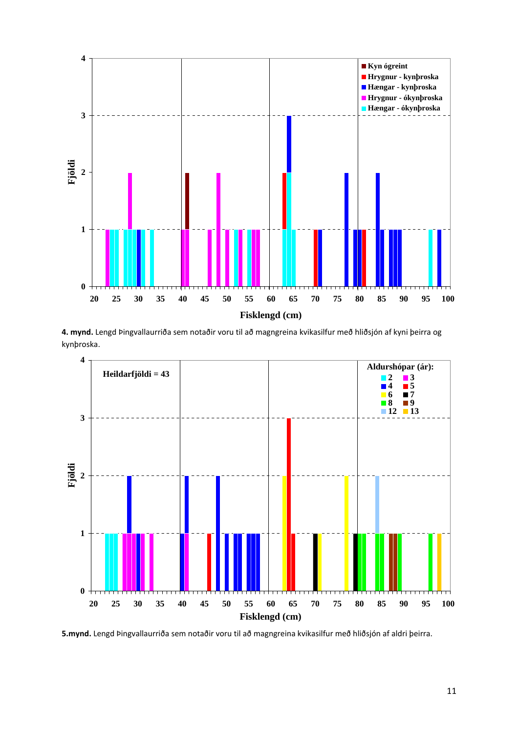**4. mynd.** Lengd Þingvallaurriða sem notaðir voru til að magngreina kvikasilfur með hliðsjón af kyni þeirra og kynþroska.

**5.mynd.** Lengd Þingvallaurriða sem notaðir voru til að magngreina kvikasilfur með hliðsjón af aldri þeirra.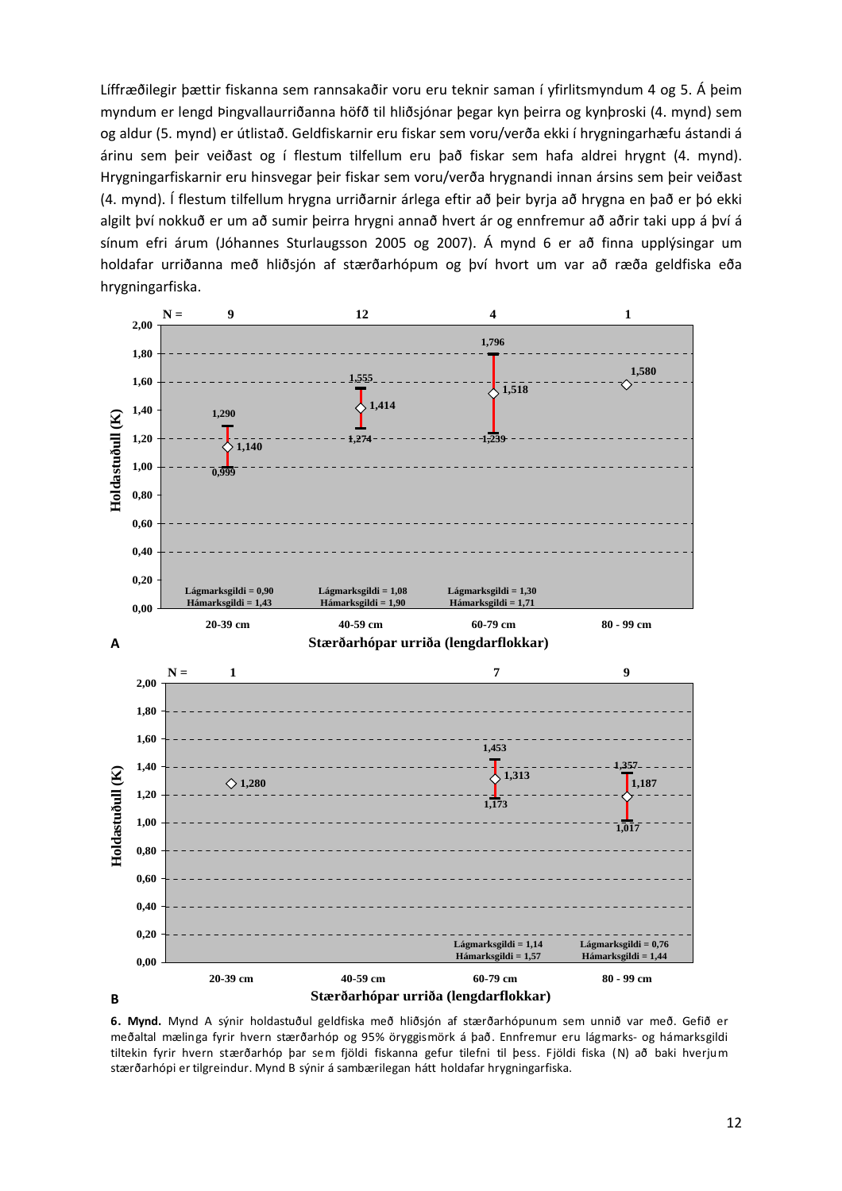Líffræðilegir þættir fiskanna sem rannsakaðir voru eru teknir saman í yfirlitsmyndum 4 og 5. Á þeim myndum er lengd Þingvallaurriðanna höfð til hliðsjónar þegar kyn þeirra og kynþroski (4. mynd) sem og aldur (5. mynd) er útlistað. Geldfiskarnir eru fiskar sem voru/verða ekki í hrygningarhæfu ástandi á árinu sem þeir veiðast og í flestum tilfellum eru það fiskar sem hafa aldrei hrygnt (4. mynd). Hrygningarfiskarnir eru hinsvegar þeir fiskar sem voru/verða hrygnandi innan ársins sem þeir veiðast (4. mynd). Í flestum tilfellum hrygna urriðarnir árlega eftir að þeir byrja að hrygna en það er þó ekki algilt því nokkuð er um að sumir þeirra hrygni annað hvert ár og ennfremur að aðrir taki upp á því á sínum efri árum (Jóhannes Sturlaugsson 2005 og 2007). Á mynd 6 er að finna upplýsingar um holdafar urriðanna með hliðsjón af stærðarhópum og því hvort um var að ræða geldfiska eða hrygningarfiska.

**A**

| Stærðarhópar urriða (lengdarflokkar) | 20-39 cm | 40-59 cm | 60-79 cm | 80 - 99 cm |
|---|---|---|---|---|
| N = | 9 | 12 | 4 | 1 |
| Meðaltal holdastuðuls (K) | 1,140 | 1,414 | 1,518 | 1,580 |
| 95% öryggismörk (efri) | 1,290 | 1,555 | 1,796 | |
| 95% öryggismörk (neðri) | 0,999 | 1,274 | 1,239 | |
| Lágmarksgildi | 0,90 | 1,08 | 1,30 | |
| Hámarksgildi | 1,43 | 1,90 | 1,71 | |

**B**

| Stærðarhópar urriða (lengdarflokkar) | 20-39 cm | 40-59 cm | 60-79 cm | 80 - 99 cm |
|---|---|---|---|---|
| N = | 1 | | 7 | 9 |
| Meðaltal holdastuðuls (K) | 1,280 | | 1,313 | 1,187 |
| 95% öryggismörk (efri) | | | 1,453 | 1,357 |
| 95% öryggismörk (neðri) | | | 1,173 | 1,017 |
| Lágmarksgildi | | | 1,14 | 0,76 |
| Hámarksgildi | | | 1,57 | 1,44 |

**6. Mynd.** Mynd A sýnir holdastuðul geldfiska með hliðsjón af stærðarhópunum sem unnið var með. Gefið er meðaltal mælinga fyrir hvern stærðarhóp og 95% öryggismörk á það. Ennfremur eru lágmarks- og hámarksgildi tiltekin fyrir hvern stærðarhóp þar sem fjöldi fiskanna gefur tilefni til þess. Fjöldi fiska (N) að baki hverjum stærðarhópi er tilgreindur. Mynd B sýnir á sambærilegan hátt holdafar hrygningarfiska.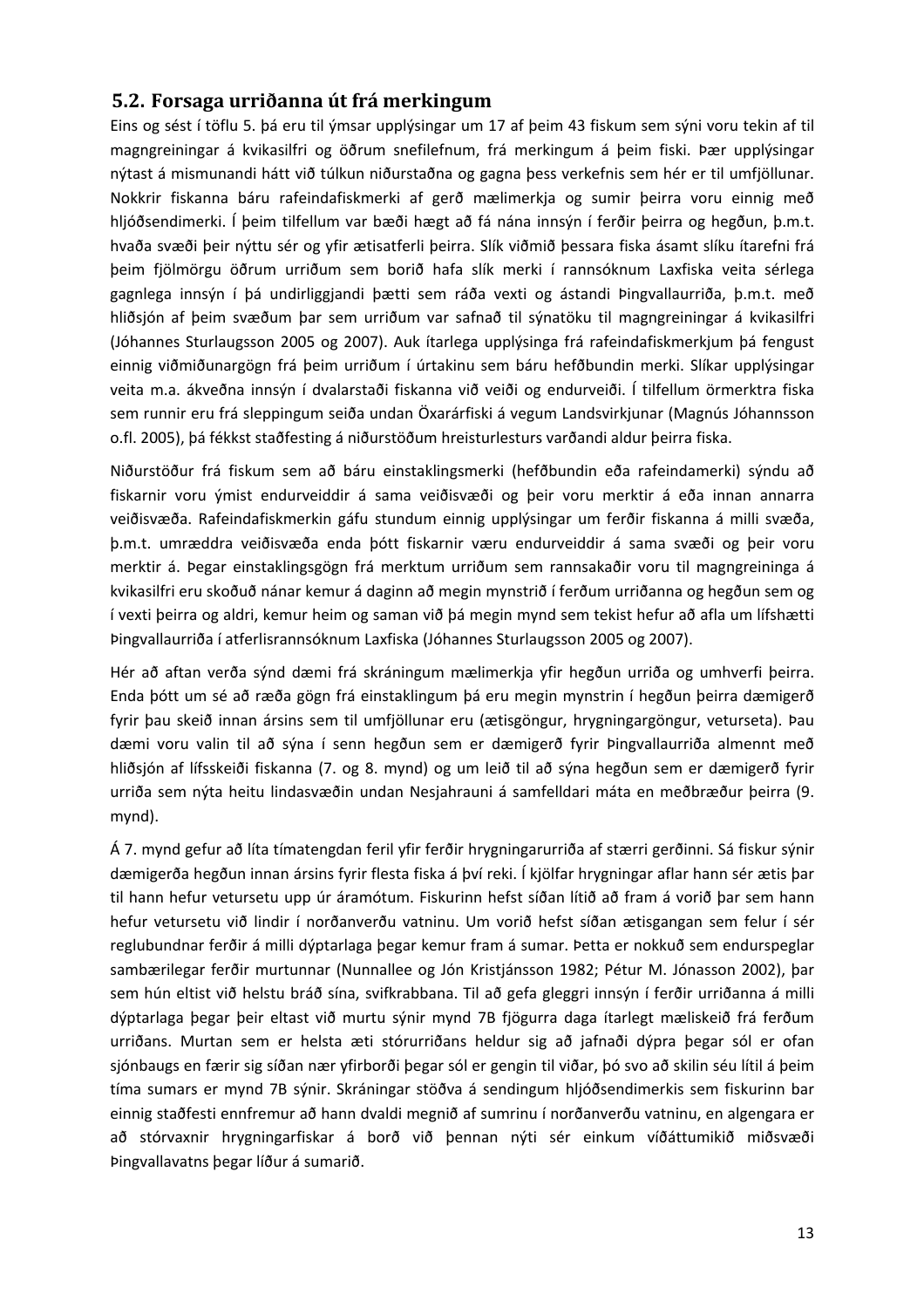## 5.2. Forsaga urriðanna út frá merkingum

Eins og sést í töflu 5. þá eru til ýmsar upplýsingar um 17 af þeim 43 fiskum sem sýni voru tekin af til magngreiningar á kvikasilfri og öðrum snefilefnum, frá merkingum á þeim fiski. Þær upplýsingar nýtast á mismunandi hátt við túlkun niðurstaðna og gagna þess verkefnis sem hér er til umfjöllunar. Nokkrir fiskanna báru rafeindafiskmerki af gerð mælimerkja og sumir þeirra voru einnig með hljóðsendimerki. Í þeim tilfellum var bæði hægt að fá nána innsýn í ferðir þeirra og hegðun, þ.m.t. hvaða svæði þeir nýttu sér og yfir ætisatferli þeirra. Slík viðmið þessara fiska ásamt slíku ítarefni frá þeim fjölmörgu öðrum urriðum sem borið hafa slík merki í rannsóknum Laxfiska veita sérlega gagnlega innsýn í þá undirliggjandi þætti sem ráða vexti og ástandi Þingvallaurriða, þ.m.t. með hliðsjón af þeim svæðum þar sem urriðum var safnað til sýnatöku til magngreiningar á kvikasilfri (Jóhannes Sturlaugsson 2005 og 2007). Auk ítarlega upplýsinga frá rafeindafiskmerkjum þá fengust einnig viðmiðunargögn frá þeim urriðum í úrtakinu sem báru hefðbundin merki. Slíkar upplýsingar veita m.a. ákveðna innsýn í dvalarstaði fiskanna við veiði og endurveiði. Í tilfellum örmerktra fiska sem runnir eru frá sleppingum seiða undan Öxarárfiski á vegum Landsvirkjunar (Magnús Jóhannsson o.fl. 2005), þá fékkst staðfesting á niðurstöðum hreisturlesturs varðandi aldur þeirra fiska.

Niðurstöður frá fiskum sem að báru einstaklingsmerki (hefðbundin eða rafeindamerki) sýndu að fiskarnir voru ýmist endurveiddir á sama veiðisvæði og þeir voru merktir á eða innan annarra veiðisvæða. Rafeindafiskmerkin gáfu stundum einnig upplýsingar um ferðir fiskanna á milli svæða, þ.m.t. umræddra veiðisvæða enda þótt fiskarnir væru endurveiddir á sama svæði og þeir voru merktir á. Þegar einstaklingsgögn frá merktum urriðum sem rannsakaðir voru til magngreininga á kvikasilfri eru skoðuð nánar kemur á daginn að megin mynstrið í ferðum urriðanna og hegðun sem og í vexti þeirra og aldri, kemur heim og saman við þá megin mynd sem tekist hefur að afla um lífshætti Þingvallaurriða í atferlisrannsóknum Laxfiska (Jóhannes Sturlaugsson 2005 og 2007).

Hér að aftan verða sýnd dæmi frá skráningum mælimerkja yfir hegðun urriða og umhverfi þeirra. Enda þótt um sé að ræða gögn frá einstaklingum þá eru megin mynstrin í hegðun þeirra dæmigerð fyrir þau skeið innan ársins sem til umfjöllunar eru (ætisgöngur, hrygningargöngur, veturseta). Þau dæmi voru valin til að sýna í senn hegðun sem er dæmigerð fyrir Þingvallaurriða almennt með hliðsjón af lífsskeiði fiskanna (7. og 8. mynd) og um leið til að sýna hegðun sem er dæmigerð fyrir urriða sem nýta heitu lindasvæðin undan Nesjahrauni á samfelldari máta en meðbræður þeirra (9. mynd).

Á 7. mynd gefur að líta tímatengdan feril yfir ferðir hrygningarurriða af stærri gerðinni. Sá fiskur sýnir dæmigerða hegðun innan ársins fyrir flesta fiska á því reki. Í kjölfar hrygningar aflar hann sér ætis þar til hann hefur vetursetu upp úr áramótum. Fiskurinn hefst síðan lítið að fram á vorið þar sem hann hefur vetursetu við lindir í norðanverðu vatninu. Um vorið hefst síðan ætisgangan sem felur í sér reglubundnar ferðir á milli dýptarlaga þegar kemur fram á sumar. Þetta er nokkuð sem endurspeglar sambærilegar ferðir murtunnar (Nunnallee og Jón Kristjánsson 1982; Pétur M. Jónasson 2002), þar sem hún eltist við helstu bráð sína, svifkrabbana. Til að gefa gleggri innsýn í ferðir urriðanna á milli dýptarlaga þegar þeir eltast við murtu sýnir mynd 7B fjögurra daga ítarlegt mæliskeið frá ferðum urriðans. Murtan sem er helsta æti stórurriðans heldur sig að jafnaði dýpra þegar sól er ofan sjónbaugs en færir sig síðan nær yfirborði þegar sól er gengin til viðar, þó svo að skilin séu lítil á þeim tíma sumars er mynd 7B sýnir. Skráningar stöðva á sendingum hljóðsendimerkis sem fiskurinn bar einnig staðfesti ennfremur að hann dvaldi megnið af sumrinu í norðanverðu vatninu, en algengara er að stórvaxnir hrygningarfiskar á borð við þennan nýti sér einkum víðáttumikið miðsvæði Þingvallavatns þegar líður á sumarið.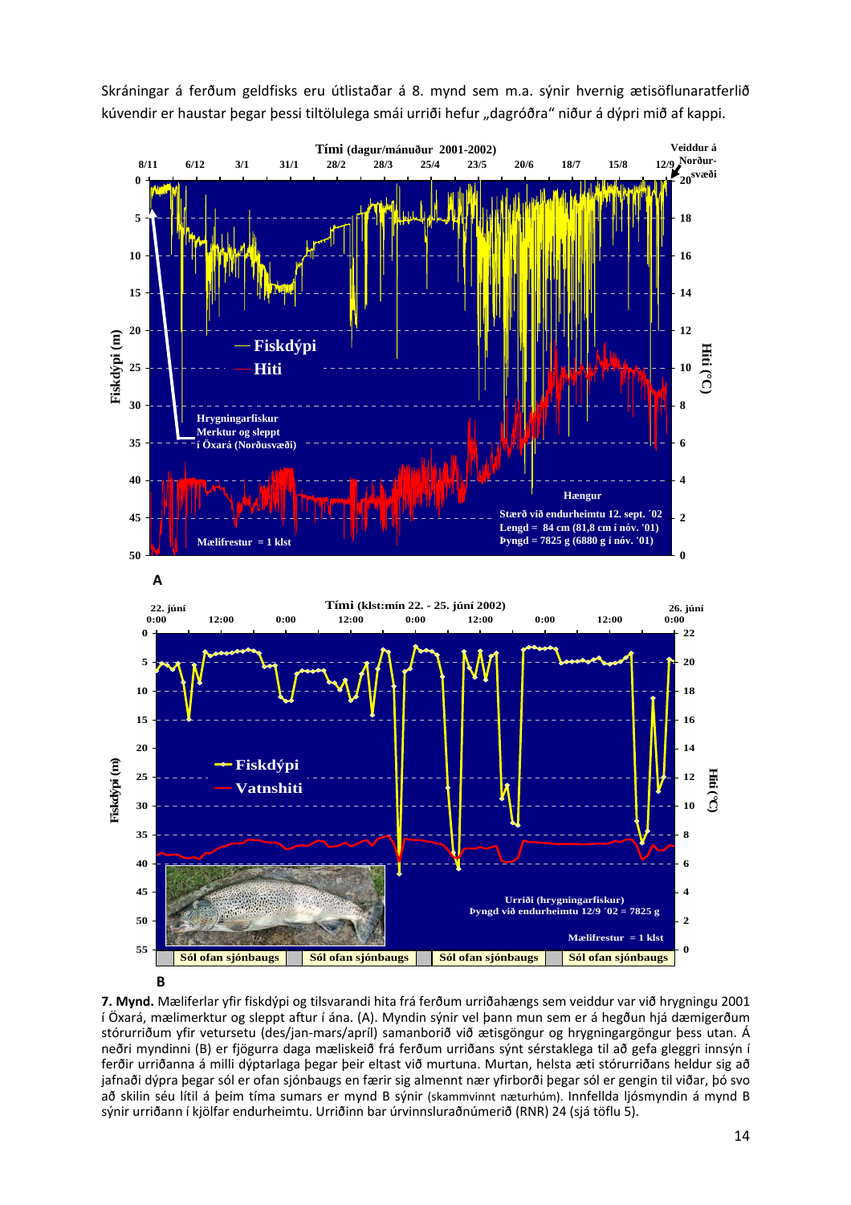Skráningar á ferðum geldfisks eru útlistaðar á 8. mynd sem m.a. sýnir hvernig ætisöflunaratferlið kúvendir er haustar þegar þessi tiltölulega smái urriði hefur „dagróðra" niður á dýpri mið af kappi.

**7. Mynd.** Mæliferlar yfir fiskdýpi og tilsvarandi hita frá ferðum urriðahængs sem veiddur var við hrygningu 2001 í Öxará, mælimerktur og sleppt aftur í ána. (A). Myndin sýnir vel þann mun sem er á hegðun hjá dæmigerðum stórurriðum yfir vetursetu (des/jan-mars/apríl) samanborið við ætisgöngur og hrygningargöngur þess utan. Á neðri myndinni (B) er fjögurra daga mæliskeið frá ferðum urriðans sýnt sérstaklega til að gefa gleggri innsýn í ferðir urriðanna á milli dýptarlaga þegar þeir eltast við murtuna. Murtan, helsta æti stórurriðans heldur sig að jafnaði dýpra þegar sól er ofan sjónbaugs en færir sig almennt nær yfirborði þegar sól er gengin til viðar, þó svo að skilin séu lítil á þeim tíma sumars er mynd B sýnir (skammvinnt næturhúm). Innfellda ljósmyndin á mynd B sýnir urriðann í kjölfar endurheimtu. Urriðinn bar úrvinnsluraðnúmerið (RNR) 24 (sjá töflu 5).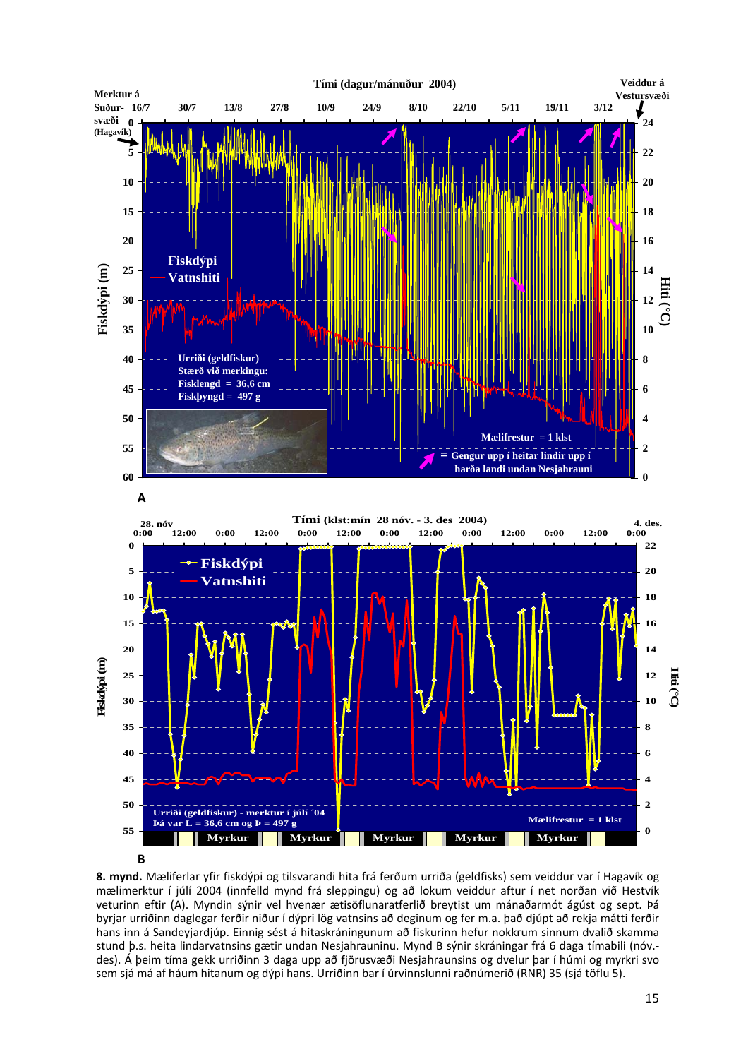**8. mynd.** Mæliferlar yfir fiskdýpi og tilsvarandi hita frá ferðum urriða (geldfisks) sem veiddur var í Hagavík og mælimerktur í júlí 2004 (innfelld mynd frá sleppingu) og að lokum veiddur aftur í net norðan við Hestvík veturinn eftir (A). Myndin sýnir vel hvenær ætisöflunaratferlið breytist um mánaðarmót ágúst og sept. Þá byrjar urriðinn daglegar ferðir niður í dýpri lög vatnsins að deginum og fer m.a. það djúpt að rekja mátti ferðir hans inn á Sandeyjardjúp. Einnig sést á hitaskráningunum að fiskurinn hefur nokkrum sinnum dvalið skamma stund þ.s. heita lindarvatnsins gætir undan Nesjahrauninu. Mynd B sýnir skráningar frá 6 daga tímabili (nóv.-des). Á þeim tíma gekk urriðinn 3 daga upp að fjörusvæði Nesjahraunsins og dvelur þar í húmi og myrkri svo sem sjá má af háum hitanum og dýpi hans. Urriðinn bar í úrvinnslunni raðnúmerið (RNR) 35 (sjá töflu 5).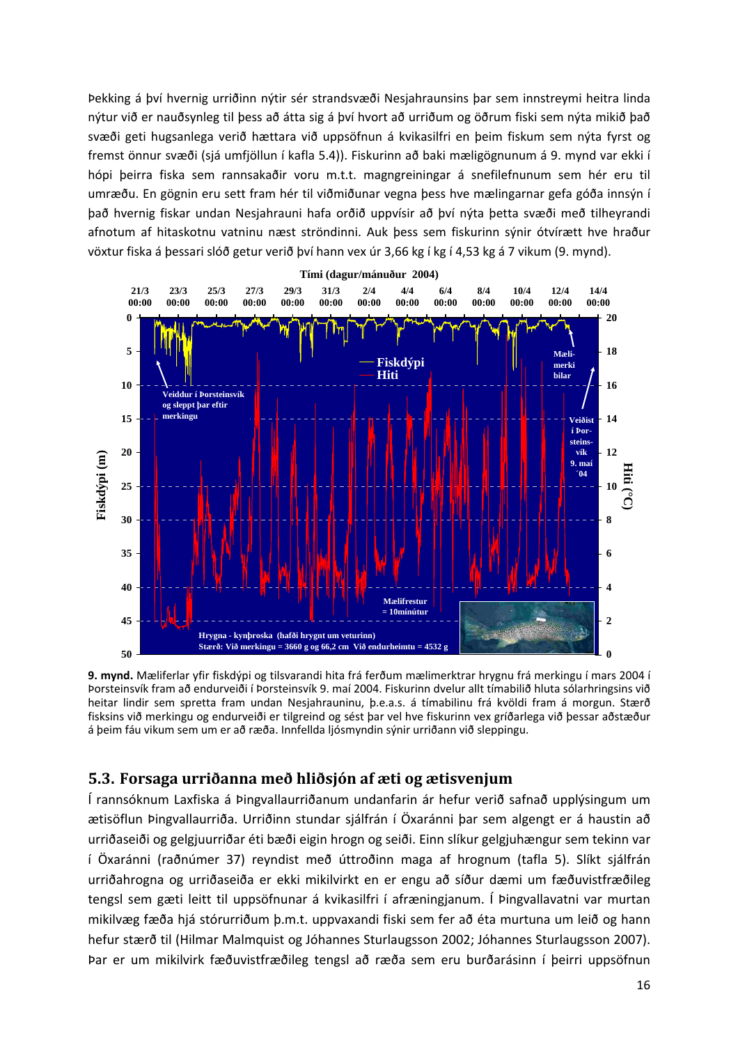Þekking á því hvernig urriðinn nýtir sér strandsvæði Nesjahraunsins þar sem innstreymi heitra linda nýtur við er nauðsynleg til þess að átta sig á því hvort að urriðum og öðrum fiski sem nýta mikið það svæði geti hugsanlega verið hættara við uppsöfnun á kvikasilfri en þeim fiskum sem nýta fyrst og fremst önnur svæði (sjá umfjöllun í kafla 5.4)). Fiskurinn að baki mæligögnunum á 9. mynd var ekki í hópi þeirra fiska sem rannsakaðir voru m.t.t. magngreiningar á snefilefnunum sem hér eru til umræðu. En gögnin eru sett fram hér til viðmiðunar vegna þess hve mælingarnar gefa góða innsýn í það hvernig fiskar undan Nesjahrauni hafa orðið uppvísir að því nýta þetta svæði með tilheyrandi afnotum af hitaskotnu vatninu næst ströndinni. Auk þess sem fiskurinn sýnir ótvírætt hve hraður vöxtur fiska á þessari slóð getur verið því hann vex úr 3,66 kg í kg í 4,53 kg á 7 vikum (9. mynd).

**9. mynd.** Mæliferlar yfir fiskdýpi og tilsvarandi hita frá ferðum mælimerktrar hrygnu frá merkingu í mars 2004 í Þorsteinsvík fram að endurveiði í Þorsteinsvík 9. maí 2004. Fiskurinn dvelur allt tímabilið hluta sólarhringsins við heitar lindir sem spretta fram undan Nesjahrauninu, þ.e.a.s. á tímabilinu frá kvöldi fram á morgun. Stærð fisksins við merkingu og endurveiði er tilgreind og sést þar vel hve fiskurinn vex gríðarlega við þessar aðstæður á þeim fáu vikum sem um er að ræða. Innfellda ljósmyndin sýnir urriðann við sleppingu.

## 5.3. Forsaga urriðanna með hliðsjón af æti og ætisvenjum

Í rannsóknum Laxfiska á Þingvallaurriðanum undanfarin ár hefur verið safnað upplýsingum um ætisöflun Þingvallaurriða. Urriðinn stundar sjálfrán í Öxaránni þar sem algengt er á haustin að urriðaseiði og gelgjuurriðar éti bæði eigin hrogn og seiði. Einn slíkur gelgjuhængur sem tekinn var í Öxaránni (raðnúmer 37) reyndist með úttroðinn maga af hrognum (tafla 5). Slíkt sjálfrán urriðahrogna og urriðaseiða er ekki mikilvirkt en er engu að síður dæmi um fæðuvistfræðileg tengsl sem gæti leitt til uppsöfnunar á kvikasilfri í afræningjanum. Í Þingvallavatni var murtan mikilvæg fæða hjá stórurriðum þ.m.t. uppvaxandi fiski sem fer að éta murtuna um leið og hann hefur stærð til (Hilmar Malmquist og Jóhannes Sturlaugsson 2002; Jóhannes Sturlaugsson 2007). Þar er um mikilvirk fæðuvistfræðileg tengsl að ræða sem eru burðarásinn í þeirri uppsöfnun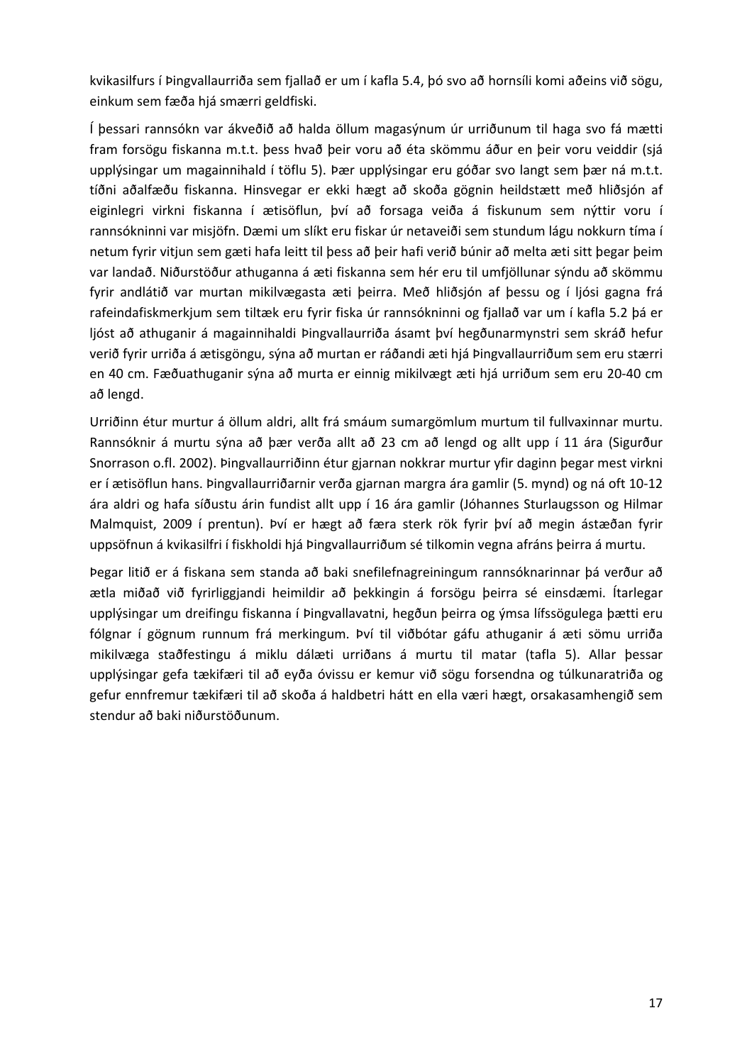kvikasilfurs í Þingvallaurriða sem fjallað er um í kafla 5.4, þó svo að hornsíli komi aðeins við sögu, einkum sem fæða hjá smærri geldfiski.

Í þessari rannsókn var ákveðið að halda öllum magasýnum úr urriðunum til haga svo fá mætti fram forsögu fiskanna m.t.t. þess hvað þeir voru að éta skömmu áður en þeir voru veiddir (sjá upplýsingar um magainnihald í töflu 5). Þær upplýsingar eru góðar svo langt sem þær ná m.t.t. tíðni aðalfæðu fiskanna. Hinsvegar er ekki hægt að skoða gögnin heildstætt með hliðsjón af eiginlegri virkni fiskanna í ætisöflun, því að forsaga veiða á fiskunum sem nýttir voru í rannsókninni var misjöfn. Dæmi um slíkt eru fiskar úr netaveiði sem stundum lágu nokkurn tíma í netum fyrir vitjun sem gæti hafa leitt til þess að þeir hafi verið búnir að melta æti sitt þegar þeim var landað. Niðurstöður athuganna á æti fiskanna sem hér eru til umfjöllunar sýndu að skömmu fyrir andlátið var murtan mikilvægasta æti þeirra. Með hliðsjón af þessu og í ljósi gagna frá rafeindafiskmerkjum sem tiltæk eru fyrir fiska úr rannsókninni og fjallað var um í kafla 5.2 þá er ljóst að athuganir á magainnihaldi Þingvallaurriða ásamt því hegðunarmynstri sem skráð hefur verið fyrir urriða á ætisgöngu, sýna að murtan er ráðandi æti hjá Þingvallaurriðum sem eru stærri en 40 cm. Fæðuathuganir sýna að murta er einnig mikilvægt æti hjá urriðum sem eru 20-40 cm að lengd.

Urriðinn étur murtur á öllum aldri, allt frá smáum sumargömlum murtum til fullvaxinnar murtu. Rannsóknir á murtu sýna að þær verða allt að 23 cm að lengd og allt upp í 11 ára (Sigurður Snorrason o.fl. 2002). Þingvallaurriðinn étur gjarnan nokkrar murtur yfir daginn þegar mest virkni er í ætisöflun hans. Þingvallaurriðarnir verða gjarnan margra ára gamlir (5. mynd) og ná oft 10-12 ára aldri og hafa síðustu árin fundist allt upp í 16 ára gamlir (Jóhannes Sturlaugsson og Hilmar Malmquist, 2009 í prentun). Því er hægt að færa sterk rök fyrir því að megin ástæðan fyrir uppsöfnun á kvikasilfri í fiskholdi hjá Þingvallaurriðum sé tilkomin vegna afráns þeirra á murtu.

Þegar litið er á fiskana sem standa að baki snefilefnagreiningum rannsóknarinnar þá verður að ætla miðað við fyrirliggjandi heimildir að þekkingin á forsögu þeirra sé einsdæmi. Ítarlegar upplýsingar um dreifingu fiskanna í Þingvallavatni, hegðun þeirra og ýmsa lífssögulega þætti eru fólgnar í gögnum runnum frá merkingum. Því til viðbótar gáfu athuganir á æti sömu urriða mikilvæga staðfestingu á miklu dálæti urriðans á murtu til matar (tafla 5). Allar þessar upplýsingar gefa tækifæri til að eyða óvissu er kemur við sögu forsendna og túlkunaratriða og gefur ennfremur tækifæri til að skoða á haldbetri hátt en ella væri hægt, orsakasamhengið sem stendur að baki niðurstöðunum.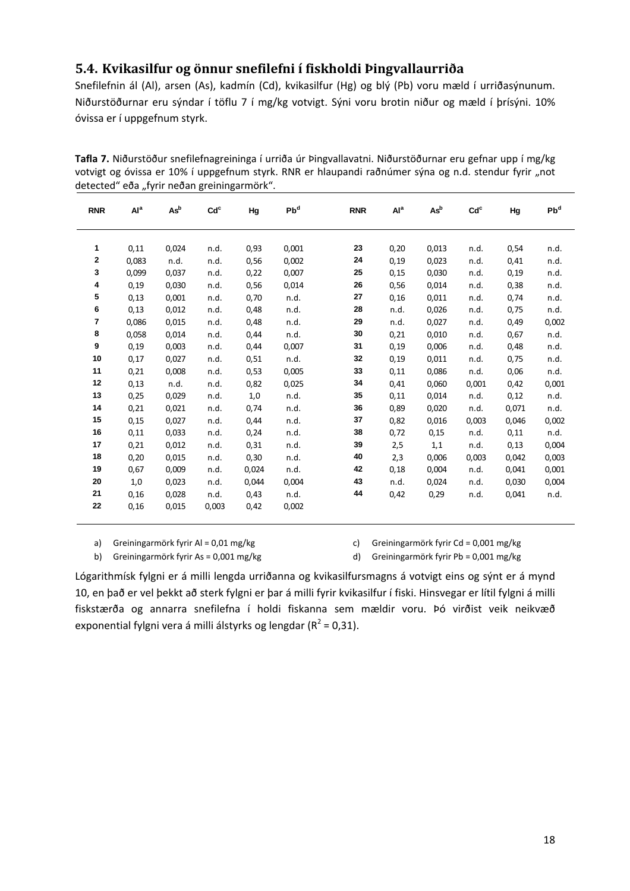## 5.4. Kvikasilfur og önnur snefilefni í fiskholdi Þingvallaurriða

Snefilefnin ál (Al), arsen (As), kadmín (Cd), kvikasilfur (Hg) og blý (Pb) voru mæld í urriðasýnunum. Niðurstöðurnar eru sýndar í töflu 7 í mg/kg votvigt. Sýni voru brotin niður og mæld í þrísýni. 10% óvissa er í uppgefnum styrk.

**Tafla 7.** Niðurstöður snefilefnagreininga í urriða úr Þingvallavatni. Niðurstöðurnar eru gefnar upp í mg/kg votvigt og óvissa er 10% í uppgefnum styrk. RNR er hlaupandi raðnúmer sýna og n.d. stendur fyrir „not detected" eða „fyrir neðan greiningarmörk".

| RNR | Al[a] | As[b] | Cd[c] | Hg | Pb[d] | RNR | Al[a] | As[b] | Cd[c] | Hg | Pb[d] |
|---|---|---|---|---|---|---|---|---|---|---|---|
| 1 | 0,11 | 0,024 | n.d. | 0,93 | 0,001 | 23 | 0,20 | 0,013 | n.d. | 0,54 | n.d. |
| 2 | 0,083 | n.d. | n.d. | 0,56 | 0,002 | 24 | 0,19 | 0,023 | n.d. | 0,41 | n.d. |
| 3 | 0,099 | 0,037 | n.d. | 0,22 | 0,007 | 25 | 0,15 | 0,030 | n.d. | 0,19 | n.d. |
| 4 | 0,19 | 0,030 | n.d. | 0,56 | 0,014 | 26 | 0,56 | 0,014 | n.d. | 0,38 | n.d. |
| 5 | 0,13 | 0,001 | n.d. | 0,70 | n.d. | 27 | 0,16 | 0,011 | n.d. | 0,74 | n.d. |
| 6 | 0,13 | 0,012 | n.d. | 0,48 | n.d. | 28 | n.d. | 0,026 | n.d. | 0,75 | n.d. |
| 7 | 0,086 | 0,015 | n.d. | 0,48 | n.d. | 29 | n.d. | 0,027 | n.d. | 0,49 | 0,002 |
| 8 | 0,058 | 0,014 | n.d. | 0,44 | n.d. | 30 | 0,21 | 0,010 | n.d. | 0,67 | n.d. |
| 9 | 0,19 | 0,003 | n.d. | 0,44 | 0,007 | 31 | 0,19 | 0,006 | n.d. | 0,48 | n.d. |
| 10 | 0,17 | 0,027 | n.d. | 0,51 | n.d. | 32 | 0,19 | 0,011 | n.d. | 0,75 | n.d. |
| 11 | 0,21 | 0,008 | n.d. | 0,53 | 0,005 | 33 | 0,11 | 0,086 | n.d. | 0,06 | n.d. |
| 12 | 0,13 | n.d. | n.d. | 0,82 | 0,025 | 34 | 0,41 | 0,060 | 0,001 | 0,42 | 0,001 |
| 13 | 0,25 | 0,029 | n.d. | 1,0 | n.d. | 35 | 0,11 | 0,014 | n.d. | 0,12 | n.d. |
| 14 | 0,21 | 0,021 | n.d. | 0,74 | n.d. | 36 | 0,89 | 0,020 | n.d. | 0,071 | n.d. |
| 15 | 0,15 | 0,027 | n.d. | 0,44 | n.d. | 37 | 0,82 | 0,016 | 0,003 | 0,046 | 0,002 |
| 16 | 0,11 | 0,033 | n.d. | 0,24 | n.d. | 38 | 0,72 | 0,15 | n.d. | 0,11 | n.d. |
| 17 | 0,21 | 0,012 | n.d. | 0,31 | n.d. | 39 | 2,5 | 1,1 | n.d. | 0,13 | 0,004 |
| 18 | 0,20 | 0,015 | n.d. | 0,30 | n.d. | 40 | 2,3 | 0,006 | 0,003 | 0,042 | 0,003 |
| 19 | 0,67 | 0,009 | n.d. | 0,024 | n.d. | 42 | 0,18 | 0,004 | n.d. | 0,041 | 0,001 |
| 20 | 1,0 | 0,023 | n.d. | 0,044 | 0,004 | 43 | n.d. | 0,024 | n.d. | 0,030 | 0,004 |
| 21 | 0,16 | 0,028 | n.d. | 0,43 | n.d. | 44 | 0,42 | 0,29 | n.d. | 0,041 | n.d. |
| 22 | 0,16 | 0,015 | 0,003 | 0,42 | 0,002 | | | | | | |

a) Greiningarmörk fyrir Al = 0,01 mg/kg
b) Greiningarmörk fyrir As = 0,001 mg/kg
c) Greiningarmörk fyrir Cd = 0,001 mg/kg
d) Greiningarmörk fyrir Pb = 0,001 mg/kg

Lógarithmísk fylgni er á milli lengda urriðanna og kvikasilfursmagns á votvigt eins og sýnt er á mynd 10, en það er vel þekkt að sterk fylgni er þar á milli fyrir kvikasilfur í fiski. Hinsvegar er lítil fylgni á milli fiskstærða og annarra snefilefna í holdi fiskanna sem mældir voru. Þó virðist veik neikvæð exponential fylgni vera á milli álstyrks og lengdar ($R^2 = 0,31$).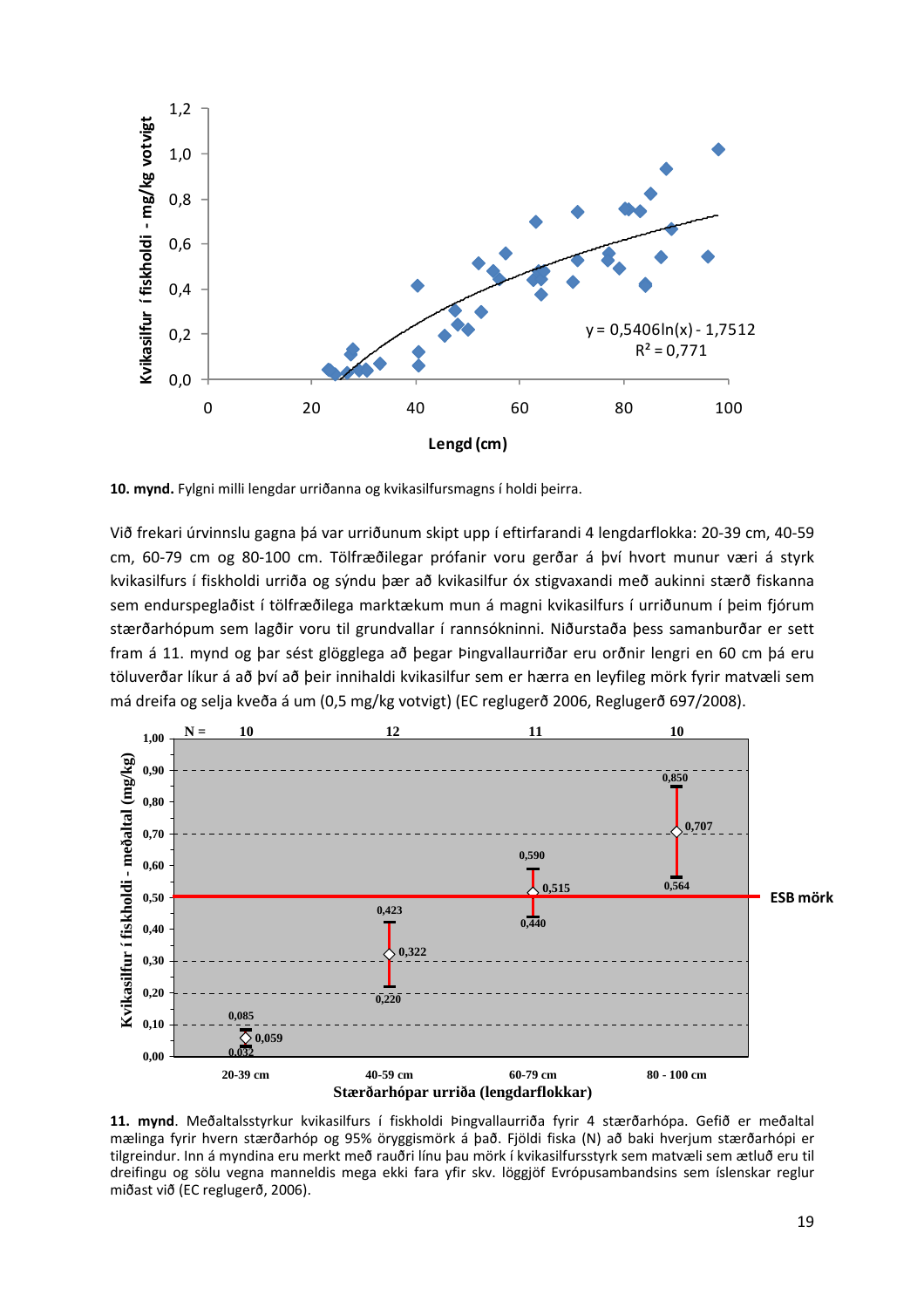**10. mynd.** Fylgni milli lengdar urriðanna og kvikasilfursmagns í holdi þeirra.

Við frekari úrvinnslu gagna þá var urriðunum skipt upp í eftirfarandi 4 lengdarflokka: 20-39 cm, 40-59 cm, 60-79 cm og 80-100 cm. Tölfræðilegar prófanir voru gerðar á því hvort munur væri á styrk kvikasilfurs í fiskholdi urriða og sýndu þær að kvikasilfur óx stigvaxandi með aukinni stærð fiskanna sem endurspeglaðist í tölfræðilega marktækum mun á magni kvikasilfurs í urriðunum í þeim fjórum stærðarhópum sem lagðir voru til grundvallar í rannsókninni. Niðurstaða þess samanburðar er sett fram á 11. mynd og þar sést glögglega að þegar Þingvallaurriðar eru orðnir lengri en 60 cm þá eru töluverðar líkur á að því að þeir innihaldi kvikasilfur sem er hærra en leyfileg mörk fyrir matvæli sem má dreifa og selja kveða á um (0,5 mg/kg votvigt) (EC reglugerð 2006, Reglugerð 697/2008).

**11. mynd**. Meðaltalsstyrkur kvikasilfurs í fiskholdi Þingvallaurriða fyrir 4 stærðarhópa. Gefið er meðaltal mælinga fyrir hvern stærðarhóp og 95% öryggismörk á það. Fjöldi fiska (N) að baki hverjum stærðarhópi er tilgreindur. Inn á myndina eru merkt með rauðri línu þau mörk í kvikasilfursstyrk sem matvæli sem ætluð eru til dreifingu og sölu vegna manneldis mega ekki fara yfir skv. löggjöf Evrópusambandsins sem íslenskar reglur miðast við (EC reglugerð, 2006).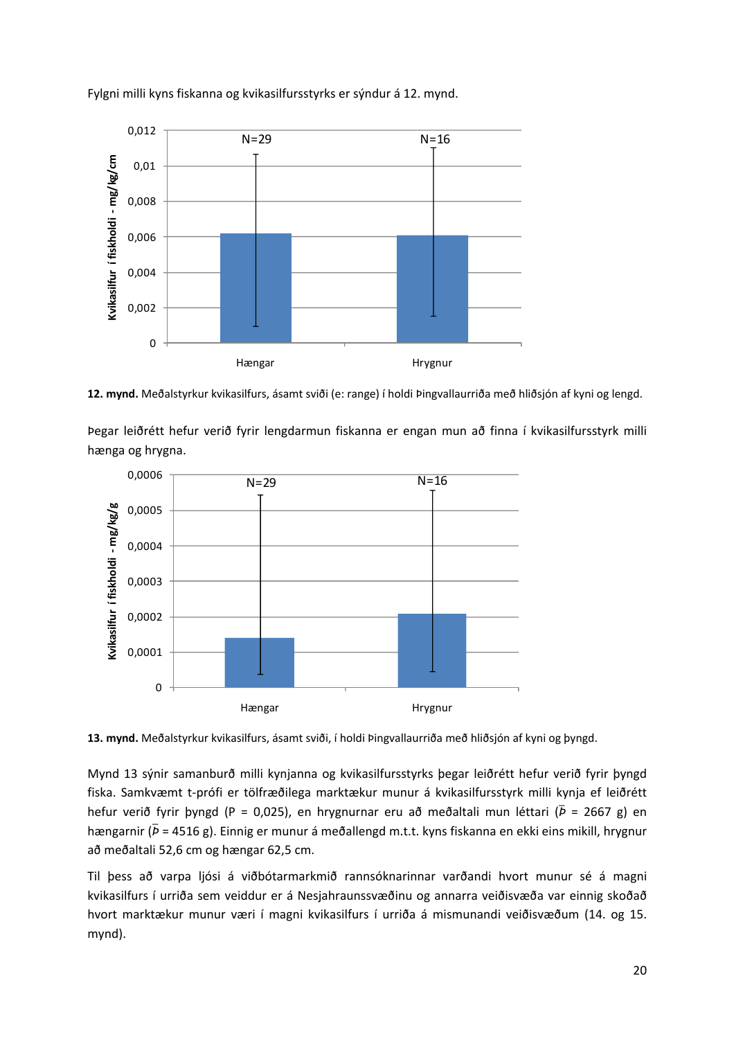Fylgni milli kyns fiskanna og kvikasilfursstyrks er sýndur á 12. mynd.

**12. mynd.** Meðalstyrkur kvikasilfurs, ásamt sviði (e: range) í holdi Þingvallaurriða með hliðsjón af kyni og lengd.

Þegar leiðrétt hefur verið fyrir lengdarmun fiskanna er engan mun að finna í kvikasilfursstyrk milli hænga og hrygna.

**13. mynd.** Meðalstyrkur kvikasilfurs, ásamt sviði, í holdi Þingvallaurriða með hliðsjón af kyni og þyngd.

Mynd 13 sýnir samanburð milli kynjanna og kvikasilfursstyrks þegar leiðrétt hefur verið fyrir þyngd fiska. Samkvæmt t-prófi er tölfræðilega marktækur munur á kvikasilfursstyrk milli kynja ef leiðrétt hefur verið fyrir þyngd (P = 0,025), en hrygnurnar eru að meðaltali mun léttari ($\bar{P}$ = 2667 g) en hængarnir ($\bar{P}$ = 4516 g). Einnig er munur á meðallengd m.t.t. kyns fiskanna en ekki eins mikill, hrygnur að meðaltali 52,6 cm og hængar 62,5 cm.

Til þess að varpa ljósi á viðbótarmarkmið rannsóknarinnar varðandi hvort munur sé á magni kvikasilfurs í urriða sem veiddur er á Nesjahraunssvæðinu og annarra veiðisvæða var einnig skoðað hvort marktækur munur væri í magni kvikasilfurs í urriða á mismunandi veiðisvæðum (14. og 15. mynd).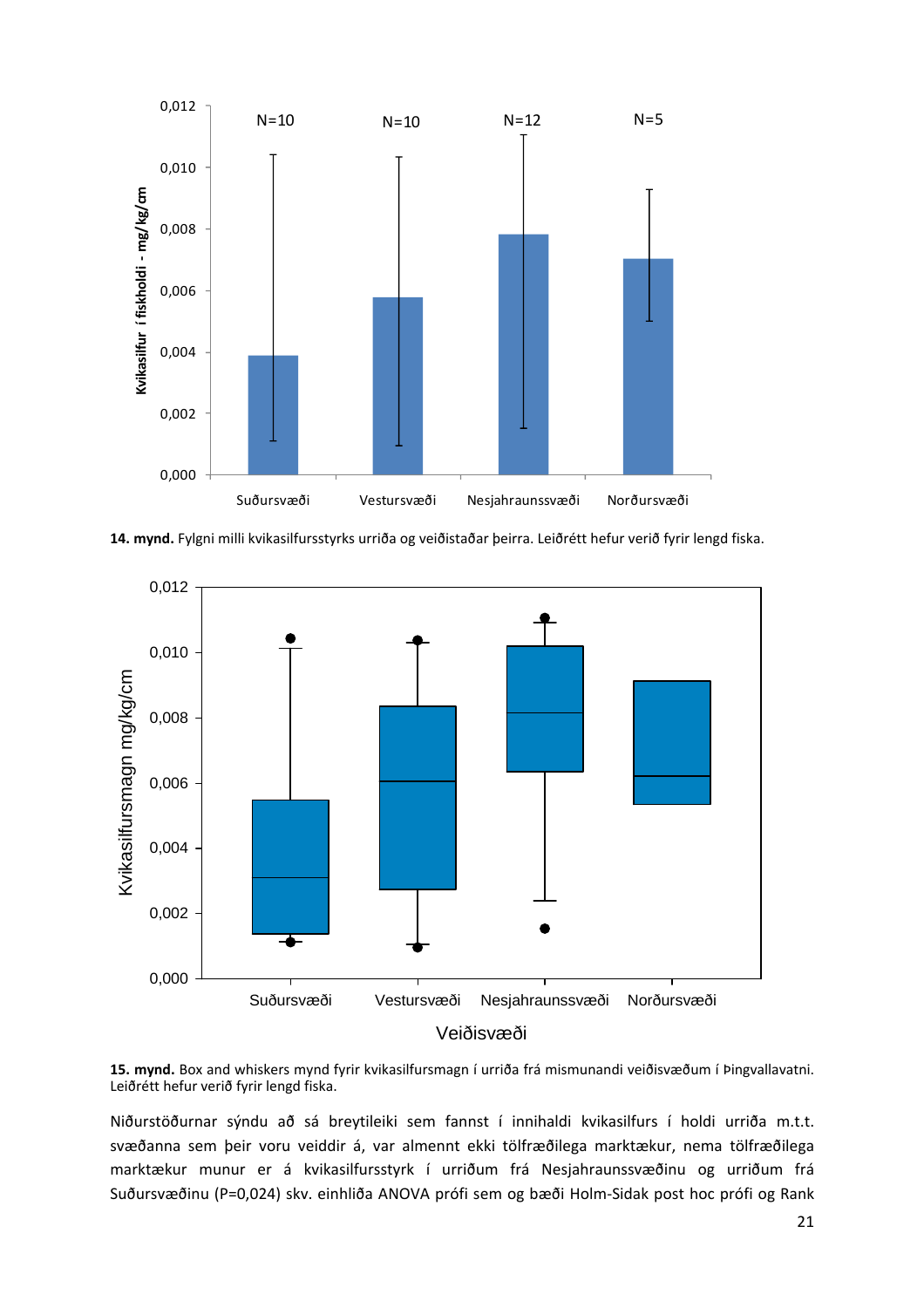**14. mynd.** Fylgni milli kvikasilfursstyrks urriða og veiðistaðar þeirra. Leiðrétt hefur verið fyrir lengd fiska.

**15. mynd.** Box and whiskers mynd fyrir kvikasilfursmagn í urriða frá mismunandi veiðisvæðum í Þingvallavatni. Leiðrétt hefur verið fyrir lengd fiska.

Niðurstöðurnar sýndu að sá breytileiki sem fannst í innihaldi kvikasilfurs í holdi urriða m.t.t. svæðanna sem þeir voru veiddir á, var almennt ekki tölfræðilega marktækur, nema tölfræðilega marktækur munur er á kvikasilfursstyrk í urriðum frá Nesjahraunssvæðinu og urriðum frá Suðursvæðinu (P=0,024) skv. einhliða ANOVA prófi sem og bæði Holm-Sidak post hoc prófi og Rank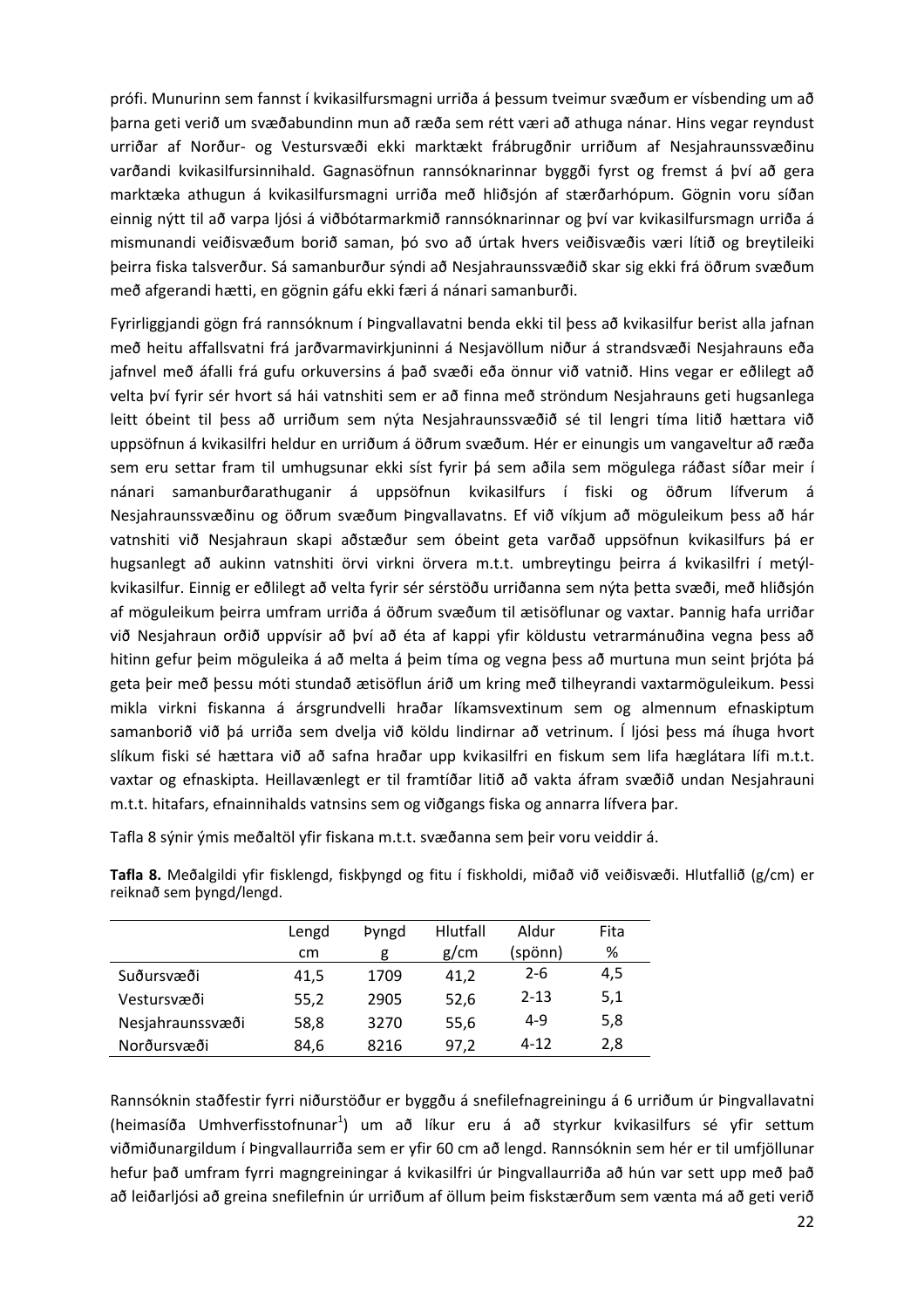prófi. Munurinn sem fannst í kvikasilfursmagni urriða á þessum tveimur svæðum er vísbending um að þarna geti verið um svæðabundinn mun að ræða sem rétt væri að athuga nánar. Hins vegar reyndust urriðar af Norður- og Vestursvæði ekki marktækt frábrugðnir urriðum af Nesjahraunssvæðinu varðandi kvikasilfursinnihald. Gagnasöfnun rannsóknarinnar byggði fyrst og fremst á því að gera marktæka athugun á kvikasilfursmagni urriða með hliðsjón af stærðarhópum. Gögnin voru síðan einnig nýtt til að varpa ljósi á viðbótarmarkmið rannsóknarinnar og því var kvikasilfursmagn urriða á mismunandi veiðisvæðum borið saman, þó svo að úrtak hvers veiðisvæðis væri lítið og breytileiki þeirra fiska talsverður. Sá samanburður sýndi að Nesjahraunssvæðið skar sig ekki frá öðrum svæðum með afgerandi hætti, en gögnin gáfu ekki færi á nánari samanburði.

Fyrirliggjandi gögn frá rannsóknum í Þingvallavatni benda ekki til þess að kvikasilfur berist alla jafnan með heitu affallsvatni frá jarðvarmavirkjuninni á Nesjavöllum niður á strandsvæði Nesjahrauns eða jafnvel með áfalli frá gufu orkuversins á það svæði eða önnur við vatnið. Hins vegar er eðlilegt að velta því fyrir sér hvort sá hái vatnshiti sem er að finna með ströndum Nesjahrauns geti hugsanlega leitt óbeint til þess að urriðum sem nýta Nesjahraunssvæðið sé til lengri tíma litið hættara við uppsöfnun á kvikasilfri heldur en urriðum á öðrum svæðum. Hér er einungis um vangaveltur að ræða sem eru settar fram til umhugsunar ekki síst fyrir þá sem aðila sem mögulega ráðast síðar meir í nánari samanburðarathuganir á uppsöfnun kvikasilfurs í fiski og öðrum lífverum á Nesjahraunssvæðinu og öðrum svæðum Þingvallavatns. Ef við víkjum að möguleikum þess að hár vatnshiti við Nesjahraun skapi aðstæður sem óbeint geta varðað uppsöfnun kvikasilfurs þá er hugsanlegt að aukinn vatnshiti örvi virkni örvera m.t.t. umbreytingu þeirra á kvikasilfri í metýl-kvikasilfur. Einnig er eðlilegt að velta fyrir sér sérstöðu urriðanna sem nýta þetta svæði, með hliðsjón af möguleikum þeirra umfram urriða á öðrum svæðum til ætisöflunar og vaxtar. Þannig hafa urriðar við Nesjahraun orðið uppvísir að því að éta af kappi yfir köldustu vetrarmánuðina vegna þess að hitinn gefur þeim möguleika á að melta á þeim tíma og vegna þess að murtuna mun seint þrjóta þá geta þeir með þessu móti stundað ætisöflun árið um kring með tilheyrandi vaxtarmöguleikum. Þessi mikla virkni fiskanna á ársgrundvelli hraðar líkamsvextinum sem og almennum efnaskiptum samanborið við þá urriða sem dvelja við köldu lindirnar að vetrinum. Í ljósi þess má íhuga hvort slíkum fiski sé hættara við að safna hraðar upp kvikasilfri en fiskum sem lifa hæglátara lífi m.t.t. vaxtar og efnaskipta. Heillavænlegt er til framtíðar litið að vakta áfram svæðið undan Nesjahrauni m.t.t. hitafars, efnainnihalds vatnsins sem og viðgangs fiska og annarra lífvera þar.

Tafla 8 sýnir ýmis meðaltöl yfir fiskana m.t.t. svæðanna sem þeir voru veiddir á.

**Tafla 8.** Meðalgildi yfir fisklengd, fiskþyngd og fitu í fiskholdi, miðað við veiðisvæði. Hlutfallið (g/cm) er reiknað sem þyngd/lengd.

| | Lengd cm | Þyngd g | Hlutfall g/cm | Aldur (spönn) | Fita % |
|---|---|---|---|---|---|
| Suðursvæði | 41,5 | 1709 | 41,2 | 2-6 | 4,5 |
| Vestursvæði | 55,2 | 2905 | 52,6 | 2-13 | 5,1 |
| Nesjahraunssvæði | 58,8 | 3270 | 55,6 | 4-9 | 5,8 |
| Norðursvæði | 84,6 | 8216 | 97,2 | 4-12 | 2,8 |

Rannsóknin staðfestir fyrri niðurstöður er byggðu á snefilefnagreiningu á 6 urriðum úr Þingvallavatni (heimasíða Umhverfisstofnunar[1]) um að líkur eru á að styrkur kvikasilfurs sé yfir settum viðmiðunargildum í Þingvallaurriða sem er yfir 60 cm að lengd. Rannsóknin sem hér er til umfjöllunar hefur það umfram fyrri magngreiningar á kvikasilfri úr Þingvallaurriða að hún var sett upp með það að leiðarljósi að greina snefilefnin úr urriðum af öllum þeim fiskstærðum sem vænta má að geti verið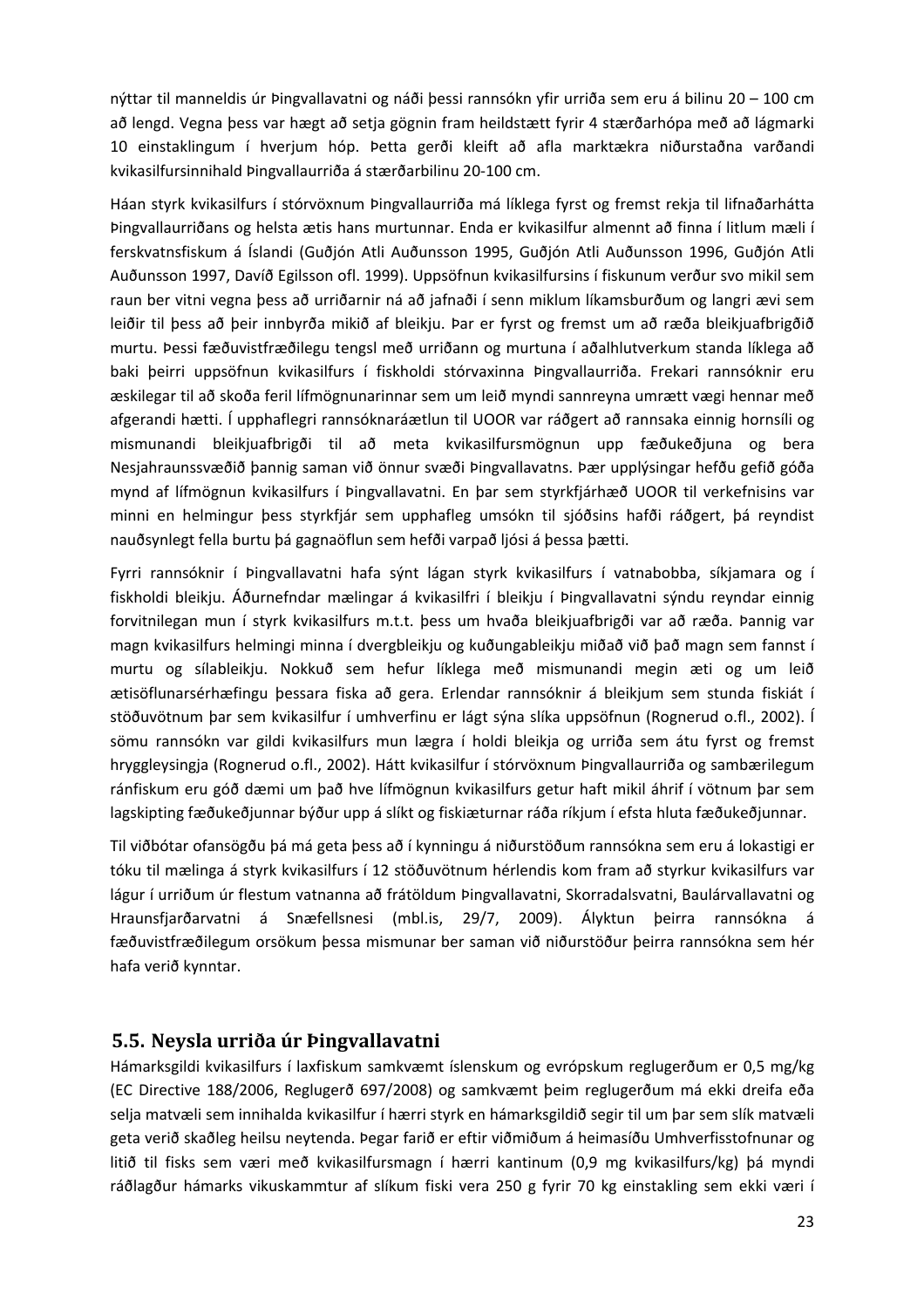nýttar til manneldis úr Þingvallavatni og náði þessi rannsókn yfir urriða sem eru á bilinu 20 – 100 cm að lengd. Vegna þess var hægt að setja gögnin fram heildstætt fyrir 4 stærðarhópa með að lágmarki 10 einstaklingum í hverjum hóp. Þetta gerði kleift að afla marktækra niðurstaðna varðandi kvikasilfursinnihald Þingvallaurriða á stærðarbilinu 20-100 cm.

Háan styrk kvikasilfurs í stórvöxnum Þingvallaurriða má líklega fyrst og fremst rekja til lifnaðarhátta Þingvallaurriðans og helsta ætis hans murtunnar. Enda er kvikasilfur almennt að finna í litlum mæli í ferskvatnsfiskum á Íslandi (Guðjón Atli Auðunsson 1995, Guðjón Atli Auðunsson 1996, Guðjón Atli Auðunsson 1997, Davíð Egilsson ofl. 1999). Uppsöfnun kvikasilfursins í fiskunum verður svo mikil sem raun ber vitni vegna þess að urriðarnir ná að jafnaði í senn miklum líkamsburðum og langri ævi sem leiðir til þess að þeir innbyrða mikið af bleikju. Þar er fyrst og fremst um að ræða bleikjuafbrigðið murtu. Þessi fæðuvistfræðilegu tengsl með urriðann og murtuna í aðalhlutverkum standa líklega að baki þeirri uppsöfnun kvikasilfurs í fiskholdi stórvaxinna Þingvallaurriða. Frekari rannsóknir eru æskilegar til að skoða feril lífmögnunarinnar sem um leið myndi sannreyna umrætt vægi hennar með afgerandi hætti. Í upphaflegri rannsóknaráætlun til UOOR var ráðgert að rannsaka einnig hornsíli og mismunandi bleikjuafbrigði til að meta kvikasilfursmögnun upp fæðukeðjuna og bera Nesjahraunssvæðið þannig saman við önnur svæði Þingvallavatns. Þær upplýsingar hefðu gefið góða mynd af lífmögnun kvikasilfurs í Þingvallavatni. En þar sem styrkfjárhæð UOOR til verkefnisins var minni en helmingur þess styrkfjár sem upphafleg umsókn til sjóðsins hafði ráðgert, þá reyndist nauðsynlegt fella burtu þá gagnaöflun sem hefði varpað ljósi á þessa þætti.

Fyrri rannsóknir í Þingvallavatni hafa sýnt lágan styrk kvikasilfurs í vatnabobba, síkjamara og í fiskholdi bleikju. Áðurnefndar mælingar á kvikasilfri í bleikju í Þingvallavatni sýndu reyndar einnig forvitnilegan mun í styrk kvikasilfurs m.t.t. þess um hvaða bleikjuafbrigði var að ræða. Þannig var magn kvikasilfurs helmingi minna í dvergbleikju og kuðungableikju miðað við það magn sem fannst í murtu og sílableikju. Nokkuð sem hefur líklega með mismunandi megin æti og um leið ætisöflunarsérhæfingu þessara fiska að gera. Erlendar rannsóknir á bleikjum sem stunda fiskiát í stöðuvötnum þar sem kvikasilfur í umhverfinu er lágt sýna slíka uppsöfnun (Rognerud o.fl., 2002). Í sömu rannsókn var gildi kvikasilfurs mun lægra í holdi bleikja og urriða sem átu fyrst og fremst hryggleysingja (Rognerud o.fl., 2002). Hátt kvikasilfur í stórvöxnum Þingvallaurriða og sambærilegum ránfiskum eru góð dæmi um það hve lífmögnun kvikasilfurs getur haft mikil áhrif í vötnum þar sem lagskipting fæðukeðjunnar býður upp á slíkt og fiskiæturnar ráða ríkjum í efsta hluta fæðukeðjunnar.

Til viðbótar ofansögðu þá má geta þess að í kynningu á niðurstöðum rannsókna sem eru á lokastigi er tóku til mælinga á styrk kvikasilfurs í 12 stöðuvötnum hérlendis kom fram að styrkur kvikasilfurs var lágur í urriðum úr flestum vatnanna að frátöldum Þingvallavatni, Skorradalsvatni, Baulárvallavatni og Hraunsfjarðarvatni á Snæfellsnesi (mbl.is, 29/7, 2009). Ályktun þeirra rannsókna á fæðuvistfræðilegum orsökum þessa mismunar ber saman við niðurstöður þeirra rannsókna sem hér hafa verið kynntar.

## 5.5. Neysla urriða úr Þingvallavatni

Hámarksgildi kvikasilfurs í laxfiskum samkvæmt íslenskum og evrópskum reglugerðum er 0,5 mg/kg (EC Directive 188/2006, Reglugerð 697/2008) og samkvæmt þeim reglugerðum má ekki dreifa eða selja matvæli sem innihalda kvikasilfur í hærri styrk en hámarksgildið segir til um þar sem slík matvæli geta verið skaðleg heilsu neytenda. Þegar farið er eftir viðmiðum á heimasíðu Umhverfisstofnunar og litið til fisks sem væri með kvikasilfursmagn í hærri kantinum (0,9 mg kvikasilfurs/kg) þá myndi ráðlagður hámarks vikuskammtur af slíkum fiski vera 250 g fyrir 70 kg einstakling sem ekki væri í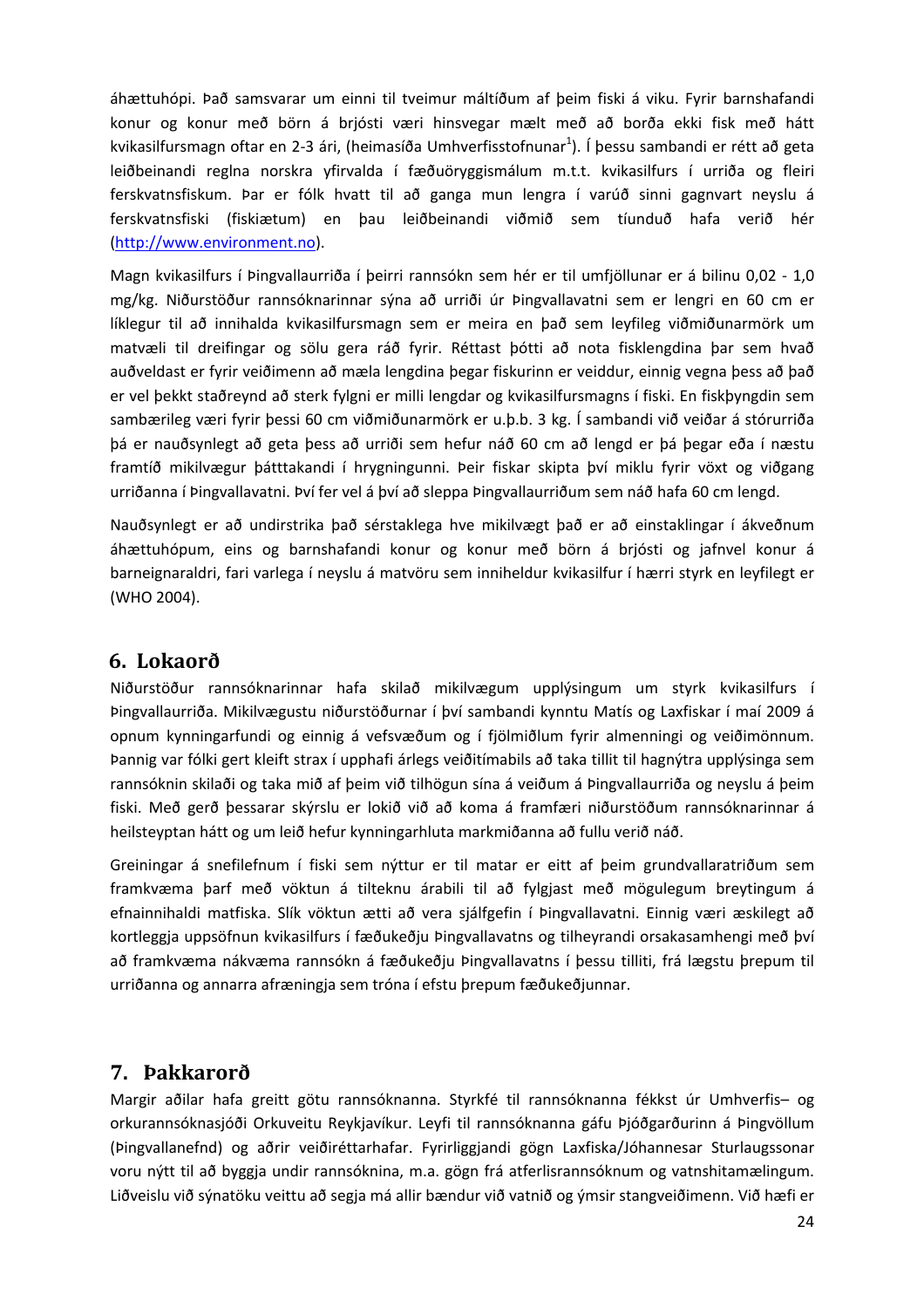áhættuhópi. Það samsvarar um einni til tveimur máltíðum af þeim fiski á viku. Fyrir barnshafandi konur og konur með börn á brjósti væri hinsvegar mælt með að borða ekki fisk með hátt kvikasilfursmagn oftar en 2-3 ári, (heimasíða Umhverfisstofnunar[1]). Í þessu sambandi er rétt að geta leiðbeinandi reglna norskra yfirvalda í fæðuöryggismálum m.t.t. kvikasilfurs í urriða og fleiri ferskvatnsfiskum. Þar er fólk hvatt til að ganga mun lengra í varúð sinni gagnvart neyslu á ferskvatnsfiski (fiskiætum) en þau leiðbeinandi viðmið sem tíunduð hafa verið hér (http://www.environment.no).

Magn kvikasilfurs í Þingvallaurriða í þeirri rannsókn sem hér er til umfjöllunar er á bilinu 0,02 - 1,0 mg/kg. Niðurstöður rannsóknarinnar sýna að urriði úr Þingvallavatni sem er lengri en 60 cm er líklegur til að innihalda kvikasilfursmagn sem er meira en það sem leyfileg viðmiðunarmörk um matvæli til dreifingar og sölu gera ráð fyrir. Réttast þótti að nota fisklengdina þar sem hvað auðveldast er fyrir veiðimenn að mæla lengdina þegar fiskurinn er veiddur, einnig vegna þess að það er vel þekkt staðreynd að sterk fylgni er milli lengdar og kvikasilfursmagns í fiski. En fiskþyngdin sem sambærileg væri fyrir þessi 60 cm viðmiðunarmörk er u.þ.b. 3 kg. Í sambandi við veiðar á stórurriða þá er nauðsynlegt að geta þess að urriði sem hefur náð 60 cm að lengd er þá þegar eða í næstu framtíð mikilvægur þátttakandi í hrygningunni. Þeir fiskar skipta því miklu fyrir vöxt og viðgang urriðanna í Þingvallavatni. Því fer vel á því að sleppa Þingvallaurriðum sem náð hafa 60 cm lengd.

Nauðsynlegt er að undirstrika það sérstaklega hve mikilvægt það er að einstaklingar í ákveðnum áhættuhópum, eins og barnshafandi konur og konur með börn á brjósti og jafnvel konur á barneignaraldri, fari varlega í neyslu á matvöru sem inniheldur kvikasilfur í hærri styrk en leyfilegt er (WHO 2004).

## 6. Lokaorð

Niðurstöður rannsóknarinnar hafa skilað mikilvægum upplýsingum um styrk kvikasilfurs í Þingvallaurriða. Mikilvægustu niðurstöðurnar í því sambandi kynntu Matís og Laxfiskar í maí 2009 á opnum kynningarfundi og einnig á vefsvæðum og í fjölmiðlum fyrir almenningi og veiðimönnum. Þannig var fólki gert kleift strax í upphafi árlegs veiðitímabils að taka tillit til hagnýtra upplýsinga sem rannsóknin skilaði og taka mið af þeim við tilhögun sína á veiðum á Þingvallaurriða og neyslu á þeim fiski. Með gerð þessarar skýrslu er lokið við að koma á framfæri niðurstöðum rannsóknarinnar á heilsteyptan hátt og um leið hefur kynningarhluta markmiðanna að fullu verið náð.

Greiningar á snefilefnum í fiski sem nýttur er til matar er eitt af þeim grundvallaratriðum sem framkvæma þarf með vöktun á tilteknu árabili til að fylgjast með mögulegum breytingum á efnainnihaldi matfiska. Slík vöktun ætti að vera sjálfgefin í Þingvallavatni. Einnig væri æskilegt að kortleggja uppsöfnun kvikasilfurs í fæðukeðju Þingvallavatns og tilheyrandi orsakasamhengi með því að framkvæma nákvæma rannsókn á fæðukeðju Þingvallavatns í þessu tilliti, frá lægstu þrepum til urriðanna og annarra afræningja sem tróna í efstu þrepum fæðukeðjunnar.

## 7. Þakkarorð

Margir aðilar hafa greitt götu rannsóknanna. Styrkfé til rannsóknanna fékkst úr Umhverfis– og orkurannsóknasjóði Orkuveitu Reykjavíkur. Leyfi til rannsóknanna gáfu Þjóðgarðurinn á Þingvöllum (Þingvallanefnd) og aðrir veiðiréttarhafar. Fyrirliggjandi gögn Laxfiska/Jóhannesar Sturlaugssonar voru nýtt til að byggja undir rannsóknina, m.a. gögn frá atferlisrannsóknum og vatnshitamælingum. Liðveislu við sýnatöku veittu að segja má allir bændur við vatnið og ýmsir stangveiðimenn. Við hæfi er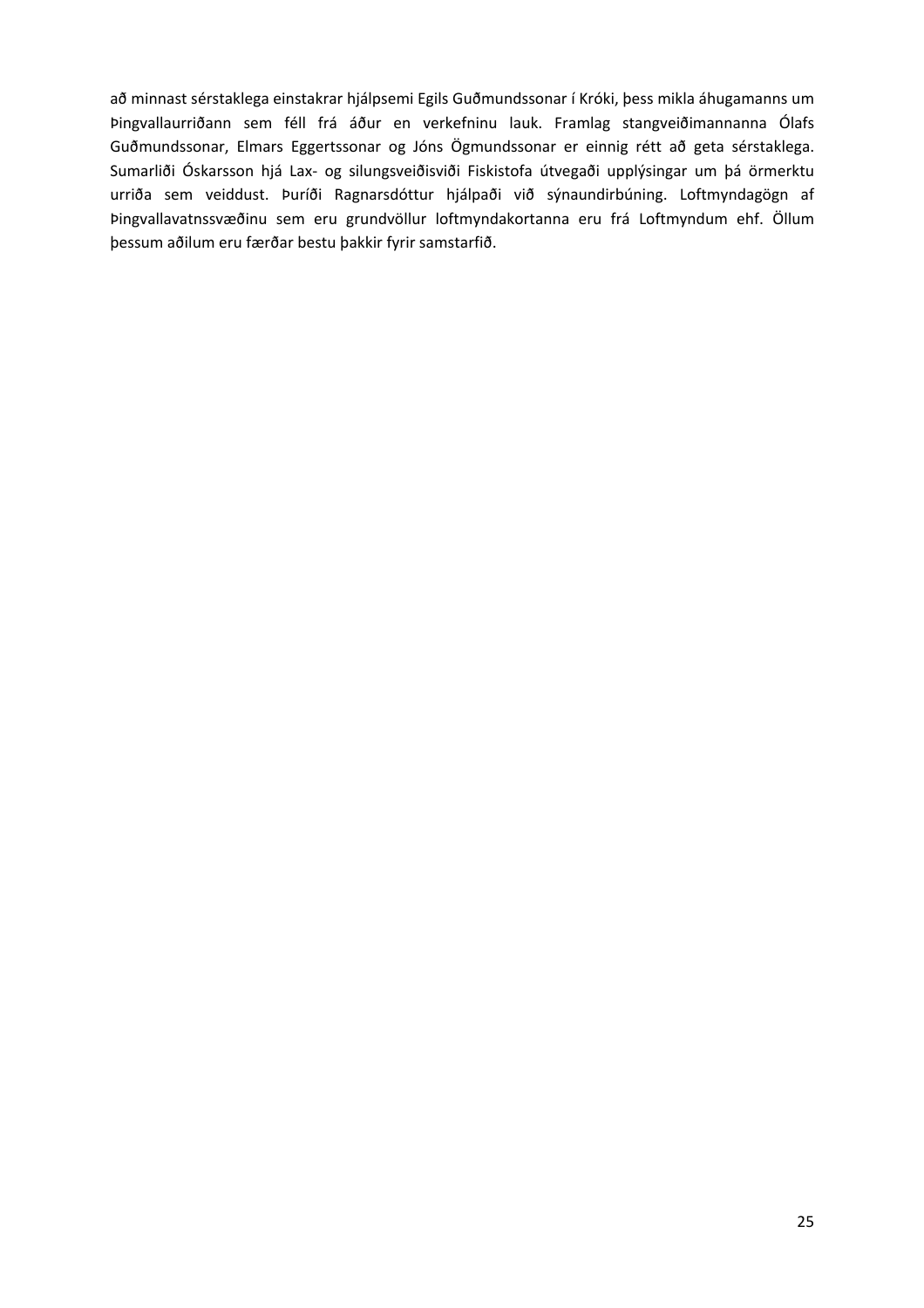að minnast sérstaklega einstakrar hjálpsemi Egils Guðmundssonar í Króki, þess mikla áhugamanns um Þingvallaurriðann sem féll frá áður en verkefninu lauk. Framlag stangveiðimannanna Ólafs Guðmundssonar, Elmars Eggertssonar og Jóns Ögmundssonar er einnig rétt að geta sérstaklega. Sumarliði Óskarsson hjá Lax- og silungsveiðisviði Fiskistofa útvegaði upplýsingar um þá örmerktu urriða sem veiddust. Þuríði Ragnarsdóttur hjálpaði við sýnaundirbúning. Loftmyndagögn af Þingvallavatnssvæðinu sem eru grundvöllur loftmyndakortanna eru frá Loftmyndum ehf. Öllum þessum aðilum eru færðar bestu þakkir fyrir samstarfið.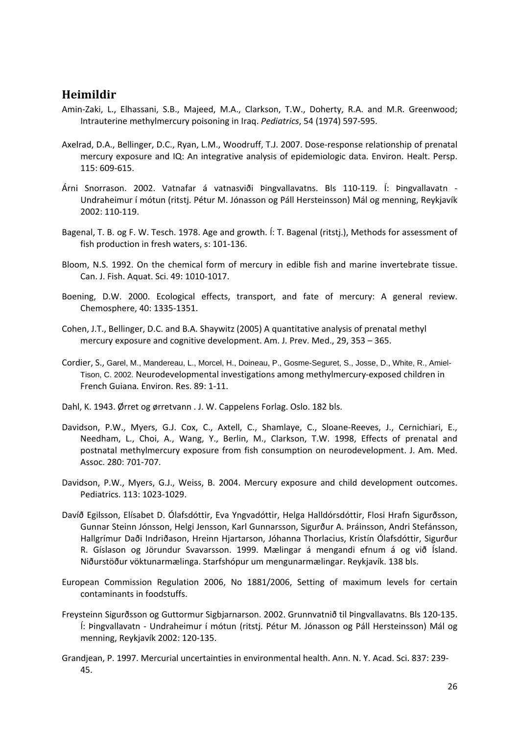## Heimildir

Amin-Zaki, L., Elhassani, S.B., Majeed, M.A., Clarkson, T.W., Doherty, R.A. and M.R. Greenwood; Intrauterine methylmercury poisoning in Iraq. *Pediatrics*, 54 (1974) 597-595.

Axelrad, D.A., Bellinger, D.C., Ryan, L.M., Woodruff, T.J. 2007. Dose-response relationship of prenatal mercury exposure and IQ: An integrative analysis of epidemiologic data. Environ. Healt. Persp. 115: 609-615.

Árni Snorrason. 2002. Vatnafar á vatnasviði Þingvallavatns. Bls 110-119. Í: Þingvallavatn - Undraheimur í mótun (ritstj. Pétur M. Jónasson og Páll Hersteinsson) Mál og menning, Reykjavík 2002: 110-119.

Bagenal, T. B. og F. W. Tesch. 1978. Age and growth. Í: T. Bagenal (ritstj.), Methods for assessment of fish production in fresh waters, s: 101-136.

Bloom, N.S. 1992. On the chemical form of mercury in edible fish and marine invertebrate tissue. Can. J. Fish. Aquat. Sci. 49: 1010-1017.

Boening, D.W. 2000. Ecological effects, transport, and fate of mercury: A general review. Chemosphere, 40: 1335-1351.

Cohen, J.T., Bellinger, D.C. and B.A. Shaywitz (2005) A quantitative analysis of prenatal methyl mercury exposure and cognitive development. Am. J. Prev. Med., 29, 353 – 365.

Cordier, S., Garel, M., Mandereau, L., Morcel, H., Doineau, P., Gosme-Seguret, S., Josse, D., White, R., Amiel-Tison, C. 2002. Neurodevelopmental investigations among methylmercury-exposed children in French Guiana. Environ. Res. 89: 1-11.

Dahl, K. 1943. Ørret og ørretvann . J. W. Cappelens Forlag. Oslo. 182 bls.

Davidson, P.W., Myers, G.J. Cox, C., Axtell, C., Shamlaye, C., Sloane-Reeves, J., Cernichiari, E., Needham, L., Choi, A., Wang, Y., Berlin, M., Clarkson, T.W. 1998, Effects of prenatal and postnatal methylmercury exposure from fish consumption on neurodevelopment. J. Am. Med. Assoc. 280: 701-707.

Davidson, P.W., Myers, G.J., Weiss, B. 2004. Mercury exposure and child development outcomes. Pediatrics. 113: 1023-1029.

Davíð Egilsson, Elísabet D. Ólafsdóttir, Eva Yngvadóttir, Helga Halldórsdóttir, Flosi Hrafn Sigurðsson, Gunnar Steinn Jónsson, Helgi Jensson, Karl Gunnarsson, Sigurður A. Þráinsson, Andri Stefánsson, Hallgrímur Daði Indriðason, Hreinn Hjartarson, Jóhanna Thorlacius, Kristín Ólafsdóttir, Sigurður R. Gíslason og Jörundur Svavarsson. 1999. Mælingar á mengandi efnum á og við Ísland. Niðurstöður vöktunarmælinga. Starfshópur um mengunarmælingar. Reykjavík. 138 bls.

European Commission Regulation 2006, No 1881/2006, Setting of maximum levels for certain contaminants in foodstuffs.

Freysteinn Sigurðsson og Guttormur Sigbjarnarson. 2002. Grunnvatnið til Þingvallavatns. Bls 120-135. Í: Þingvallavatn - Undraheimur í mótun (ritstj. Pétur M. Jónasson og Páll Hersteinsson) Mál og menning, Reykjavík 2002: 120-135.

Grandjean, P. 1997. Mercurial uncertainties in environmental health. Ann. N. Y. Acad. Sci. 837: 239-45.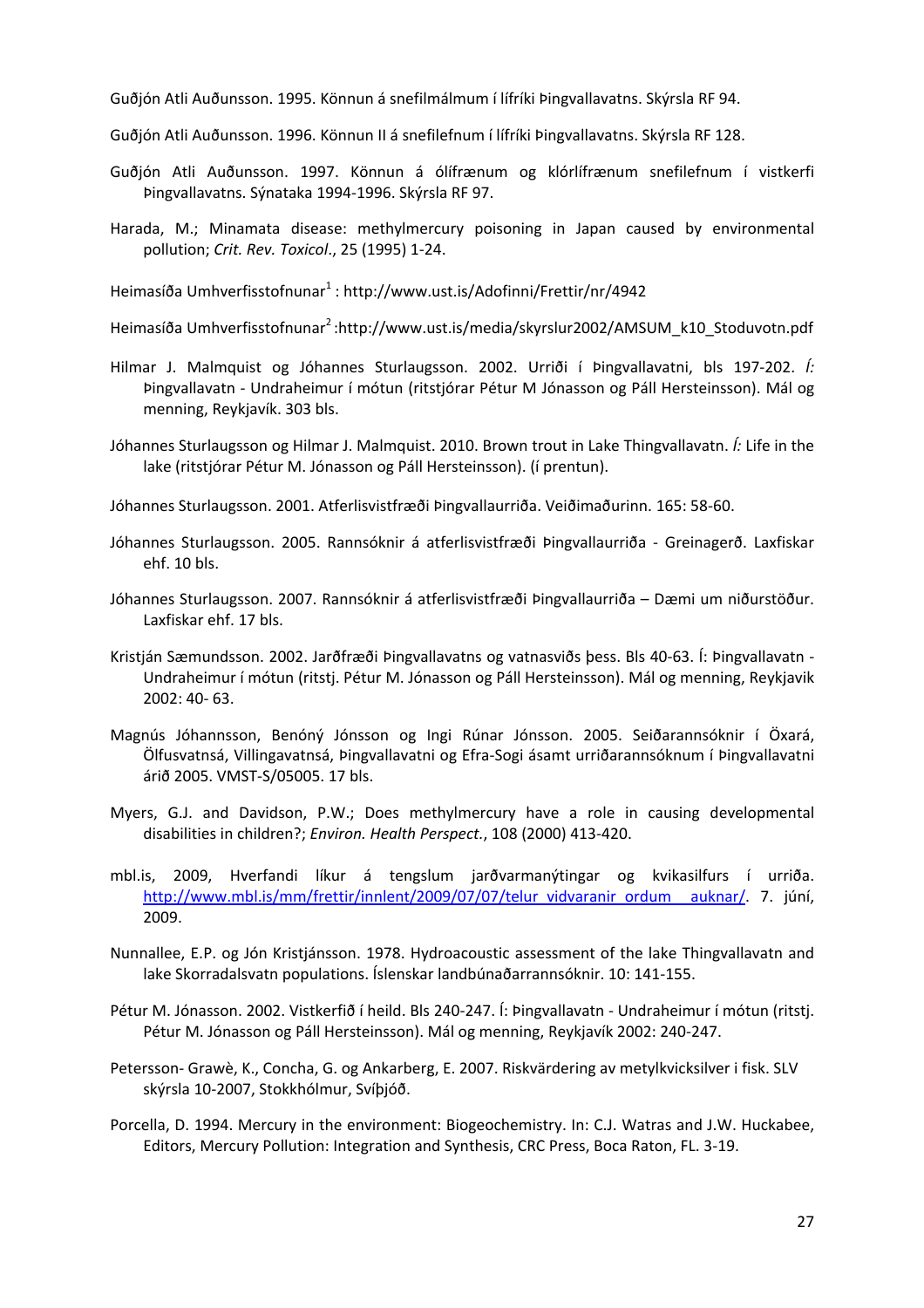Guðjón Atli Auðunsson. 1995. Könnun á snefilmálmum í lífríki Þingvallavatns. Skýrsla RF 94.

Guðjón Atli Auðunsson. 1996. Könnun II á snefilefnum í lífríki Þingvallavatns. Skýrsla RF 128.

Guðjón Atli Auðunsson. 1997. Könnun á ólífrænum og klórlífrænum snefilefnum í vistkerfi Þingvallavatns. Sýnataka 1994-1996. Skýrsla RF 97.

Harada, M.; Minamata disease: methylmercury poisoning in Japan caused by environmental pollution; *Crit. Rev. Toxicol*., 25 (1995) 1-24.

Heimasíða Umhverfisstofnunar[1] : http://www.ust.is/Adofinni/Frettir/nr/4942

Heimasíða Umhverfisstofnunar[2] :http://www.ust.is/media/skyrslur2002/AMSUM_k10_Stoduvotn.pdf

Hilmar J. Malmquist og Jóhannes Sturlaugsson. 2002. Urriði í Þingvallavatni, bls 197-202. *Í:* Þingvallavatn - Undraheimur í mótun (ritstjórar Pétur M Jónasson og Páll Hersteinsson). Mál og menning, Reykjavík. 303 bls.

Jóhannes Sturlaugsson og Hilmar J. Malmquist. 2010. Brown trout in Lake Thingvallavatn. *Í:* Life in the lake (ritstjórar Pétur M. Jónasson og Páll Hersteinsson). (í prentun).

Jóhannes Sturlaugsson. 2001. Atferlisvistfræði Þingvallaurriða. Veiðimaðurinn. 165: 58-60.

Jóhannes Sturlaugsson. 2005. Rannsóknir á atferlisvistfræði Þingvallaurriða - Greinagerð. Laxfiskar ehf. 10 bls.

Jóhannes Sturlaugsson. 2007. Rannsóknir á atferlisvistfræði Þingvallaurriða – Dæmi um niðurstöður. Laxfiskar ehf. 17 bls.

Kristján Sæmundsson. 2002. Jarðfræði Þingvallavatns og vatnasviðs þess. Bls 40-63. Í: Þingvallavatn - Undraheimur í mótun (ritstj. Pétur M. Jónasson og Páll Hersteinsson). Mál og menning, Reykjavik 2002: 40- 63.

Magnús Jóhannsson, Benóný Jónsson og Ingi Rúnar Jónsson. 2005. Seiðarannsóknir í Öxará, Ölfusvatnsá, Villingavatnsá, Þingvallavatni og Efra-Sogi ásamt urriðarannsóknum í Þingvallavatni árið 2005. VMST-S/05005. 17 bls.

Myers, G.J. and Davidson, P.W.; Does methylmercury have a role in causing developmental disabilities in children?; *Environ. Health Perspect.*, 108 (2000) 413-420.

mbl.is, 2009, Hverfandi líkur á tengslum jarðvarmanýtingar og kvikasilfurs í urriða. http://www.mbl.is/mm/frettir/innlent/2009/07/07/telur_vidvaranir_ordum__auknar/. 7. júní, 2009.

Nunnallee, E.P. og Jón Kristjánsson. 1978. Hydroacoustic assessment of the lake Thingvallavatn and lake Skorradalsvatn populations. Íslenskar landbúnaðarrannsóknir. 10: 141-155.

Pétur M. Jónasson. 2002. Vistkerfið í heild. Bls 240-247. Í: Þingvallavatn - Undraheimur í mótun (ritstj. Pétur M. Jónasson og Páll Hersteinsson). Mál og menning, Reykjavík 2002: 240-247.

Petersson- Grawè, K., Concha, G. og Ankarberg, E. 2007. Riskvärdering av metylkvicksilver i fisk. SLV skýrsla 10-2007, Stokkhólmur, Svíþjóð.

Porcella, D. 1994. Mercury in the environment: Biogeochemistry. In: C.J. Watras and J.W. Huckabee, Editors, Mercury Pollution: Integration and Synthesis, CRC Press, Boca Raton, FL. 3-19.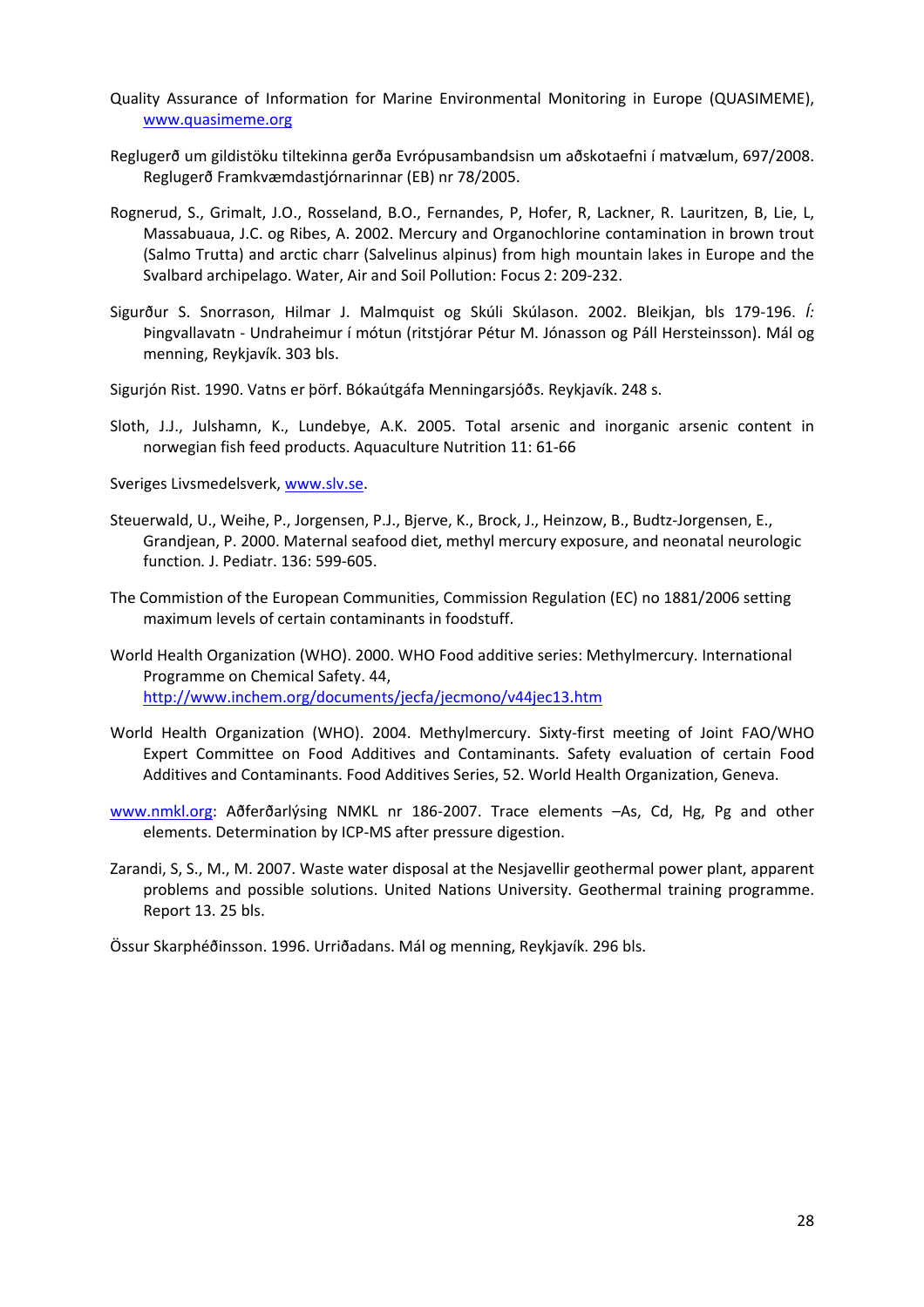Quality Assurance of Information for Marine Environmental Monitoring in Europe (QUASIMEME), www.quasimeme.org

Reglugerð um gildistöku tiltekinna gerða Evrópusambandsisn um aðskotaefni í matvælum, 697/2008. Reglugerð Framkvæmdastjórnarinnar (EB) nr 78/2005.

Rognerud, S., Grimalt, J.O., Rosseland, B.O., Fernandes, P, Hofer, R, Lackner, R. Lauritzen, B, Lie, L, Massabuaua, J.C. og Ribes, A. 2002. Mercury and Organochlorine contamination in brown trout (Salmo Trutta) and arctic charr (Salvelinus alpinus) from high mountain lakes in Europe and the Svalbard archipelago. Water, Air and Soil Pollution: Focus 2: 209-232.

Sigurður S. Snorrason, Hilmar J. Malmquist og Skúli Skúlason. 2002. Bleikjan, bls 179-196. *Í:* Þingvallavatn - Undraheimur í mótun (ritstjórar Pétur M. Jónasson og Páll Hersteinsson). Mál og menning, Reykjavík. 303 bls.

Sigurjón Rist. 1990. Vatns er þörf. Bókaútgáfa Menningarsjóðs. Reykjavík. 248 s.

Sloth, J.J., Julshamn, K., Lundebye, A.K. 2005. Total arsenic and inorganic arsenic content in norwegian fish feed products. Aquaculture Nutrition 11: 61-66

Sveriges Livsmedelsverk, www.slv.se.

Steuerwald, U., Weihe, P., Jorgensen, P.J., Bjerve, K., Brock, J., Heinzow, B., Budtz-Jorgensen, E., Grandjean, P. 2000. Maternal seafood diet, methyl mercury exposure, and neonatal neurologic function*.* J. Pediatr. 136: 599-605.

The Commition of the European Communities, Commission Regulation (EC) no 1881/2006 setting maximum levels of certain contaminants in foodstuff.

World Health Organization (WHO). 2000. WHO Food additive series: Methylmercury. International Programme on Chemical Safety. 44, http://www.inchem.org/documents/jecfa/jecmono/v44jec13.htm

World Health Organization (WHO). 2004. Methylmercury. Sixty-first meeting of Joint FAO/WHO Expert Committee on Food Additives and Contaminants. Safety evaluation of certain Food Additives and Contaminants. Food Additives Series, 52. World Health Organization, Geneva.

www.nmkl.org: Aðferðarlýsing NMKL nr 186-2007. Trace elements –As, Cd, Hg, Pg and other elements. Determination by ICP-MS after pressure digestion.

Zarandi, S, S., M., M. 2007. Waste water disposal at the Nesjavellir geothermal power plant, apparent problems and possible solutions. United Nations University. Geothermal training programme. Report 13. 25 bls.

Össur Skarphéðinsson. 1996. Urriðadans. Mál og menning, Reykjavík. 296 bls.